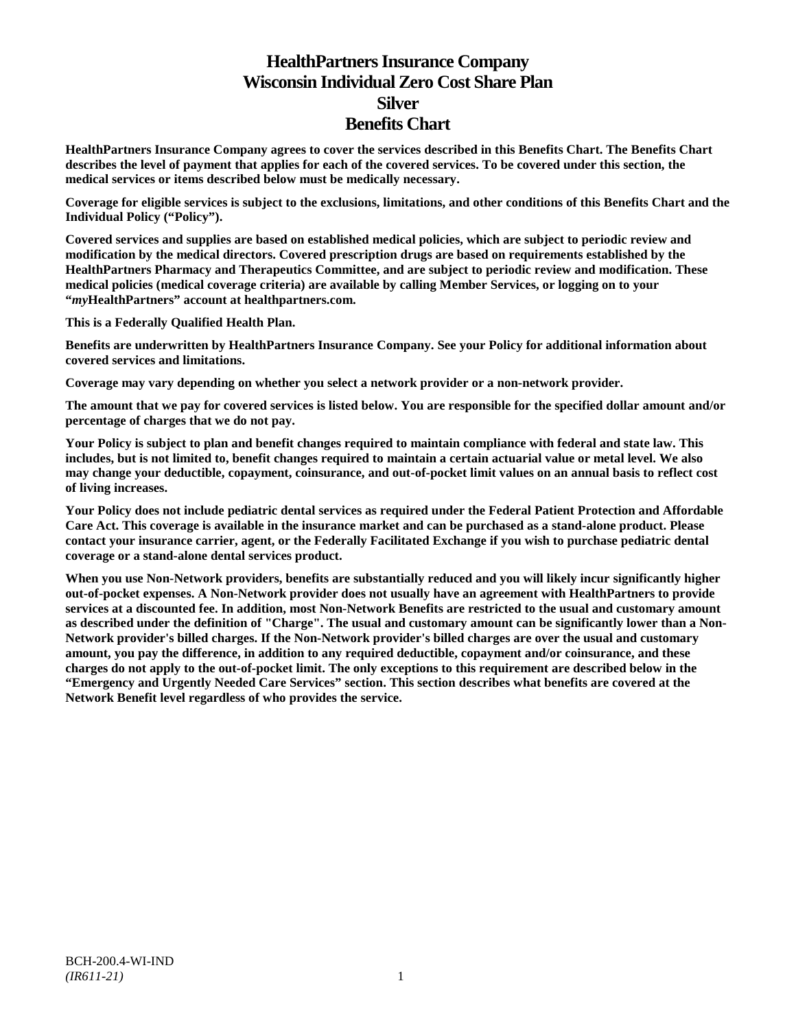# HealthPartners Insurance Company
# Wisconsin Individual Zero Cost Share Plan
# Silver
# Benefits Chart

**HealthPartners Insurance Company agrees to cover the services described in this Benefits Chart. The Benefits Chart describes the level of payment that applies for each of the covered services. To be covered under this section, the medical services or items described below must be medically necessary.**

**Coverage for eligible services is subject to the exclusions, limitations, and other conditions of this Benefits Chart and the Individual Policy ("Policy").**

**Covered services and supplies are based on established medical policies, which are subject to periodic review and modification by the medical directors. Covered prescription drugs are based on requirements established by the HealthPartners Pharmacy and Therapeutics Committee, and are subject to periodic review and modification. These medical policies (medical coverage criteria) are available by calling Member Services, or logging on to your "*my*HealthPartners" account at healthpartners.com.**

**This is a Federally Qualified Health Plan.**

**Benefits are underwritten by HealthPartners Insurance Company. See your Policy for additional information about covered services and limitations.**

**Coverage may vary depending on whether you select a network provider or a non-network provider.**

**The amount that we pay for covered services is listed below. You are responsible for the specified dollar amount and/or percentage of charges that we do not pay.**

**Your Policy is subject to plan and benefit changes required to maintain compliance with federal and state law. This includes, but is not limited to, benefit changes required to maintain a certain actuarial value or metal level. We also may change your deductible, copayment, coinsurance, and out-of-pocket limit values on an annual basis to reflect cost of living increases.**

**Your Policy does not include pediatric dental services as required under the Federal Patient Protection and Affordable Care Act. This coverage is available in the insurance market and can be purchased as a stand-alone product. Please contact your insurance carrier, agent, or the Federally Facilitated Exchange if you wish to purchase pediatric dental coverage or a stand-alone dental services product.**

**When you use Non-Network providers, benefits are substantially reduced and you will likely incur significantly higher out-of-pocket expenses. A Non-Network provider does not usually have an agreement with HealthPartners to provide services at a discounted fee. In addition, most Non-Network Benefits are restricted to the usual and customary amount as described under the definition of "Charge". The usual and customary amount can be significantly lower than a Non-Network provider's billed charges. If the Non-Network provider's billed charges are over the usual and customary amount, you pay the difference, in addition to any required deductible, copayment and/or coinsurance, and these charges do not apply to the out-of-pocket limit. The only exceptions to this requirement are described below in the "Emergency and Urgently Needed Care Services" section. This section describes what benefits are covered at the Network Benefit level regardless of who provides the service.**

BCH-200.4-WI-IND
*(IR611-21)*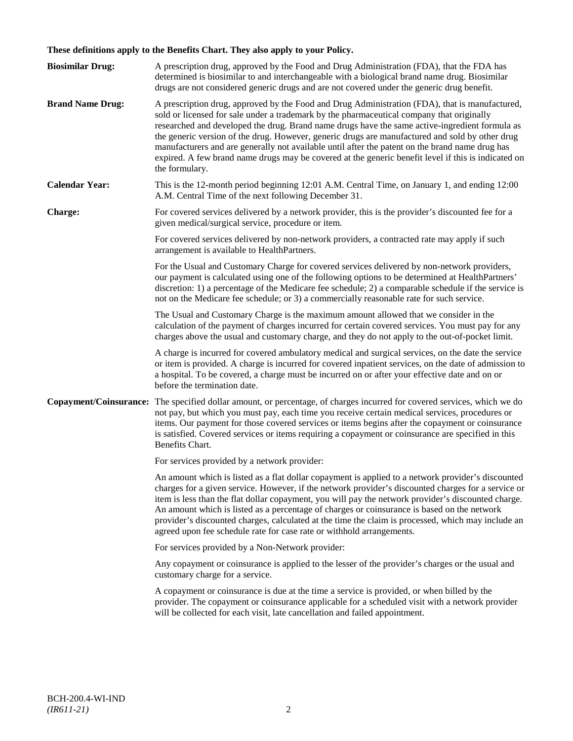**These definitions apply to the Benefits Chart. They also apply to your Policy.**

**Biosimilar Drug:** A prescription drug, approved by the Food and Drug Administration (FDA), that the FDA has determined is biosimilar to and interchangeable with a biological brand name drug. Biosimilar drugs are not considered generic drugs and are not covered under the generic drug benefit.

**Brand Name Drug:** A prescription drug, approved by the Food and Drug Administration (FDA), that is manufactured, sold or licensed for sale under a trademark by the pharmaceutical company that originally researched and developed the drug. Brand name drugs have the same active-ingredient formula as the generic version of the drug. However, generic drugs are manufactured and sold by other drug manufacturers and are generally not available until after the patent on the brand name drug has expired. A few brand name drugs may be covered at the generic benefit level if this is indicated on the formulary.

**Calendar Year:** This is the 12-month period beginning 12:01 A.M. Central Time, on January 1, and ending 12:00 A.M. Central Time of the next following December 31.

**Charge:** For covered services delivered by a network provider, this is the provider's discounted fee for a given medical/surgical service, procedure or item.

For covered services delivered by non-network providers, a contracted rate may apply if such arrangement is available to HealthPartners.

For the Usual and Customary Charge for covered services delivered by non-network providers, our payment is calculated using one of the following options to be determined at HealthPartners' discretion: 1) a percentage of the Medicare fee schedule; 2) a comparable schedule if the service is not on the Medicare fee schedule; or 3) a commercially reasonable rate for such service.

The Usual and Customary Charge is the maximum amount allowed that we consider in the calculation of the payment of charges incurred for certain covered services. You must pay for any charges above the usual and customary charge, and they do not apply to the out-of-pocket limit.

A charge is incurred for covered ambulatory medical and surgical services, on the date the service or item is provided. A charge is incurred for covered inpatient services, on the date of admission to a hospital. To be covered, a charge must be incurred on or after your effective date and on or before the termination date.

**Copayment/Coinsurance:** The specified dollar amount, or percentage, of charges incurred for covered services, which we do not pay, but which you must pay, each time you receive certain medical services, procedures or items. Our payment for those covered services or items begins after the copayment or coinsurance is satisfied. Covered services or items requiring a copayment or coinsurance are specified in this Benefits Chart.

For services provided by a network provider:

An amount which is listed as a flat dollar copayment is applied to a network provider's discounted charges for a given service. However, if the network provider's discounted charges for a service or item is less than the flat dollar copayment, you will pay the network provider's discounted charge. An amount which is listed as a percentage of charges or coinsurance is based on the network provider's discounted charges, calculated at the time the claim is processed, which may include an agreed upon fee schedule rate for case rate or withhold arrangements.

For services provided by a Non-Network provider:

Any copayment or coinsurance is applied to the lesser of the provider's charges or the usual and customary charge for a service.

A copayment or coinsurance is due at the time a service is provided, or when billed by the provider. The copayment or coinsurance applicable for a scheduled visit with a network provider will be collected for each visit, late cancellation and failed appointment.

BCH-200.4-WI-IND
*(IR611-21)*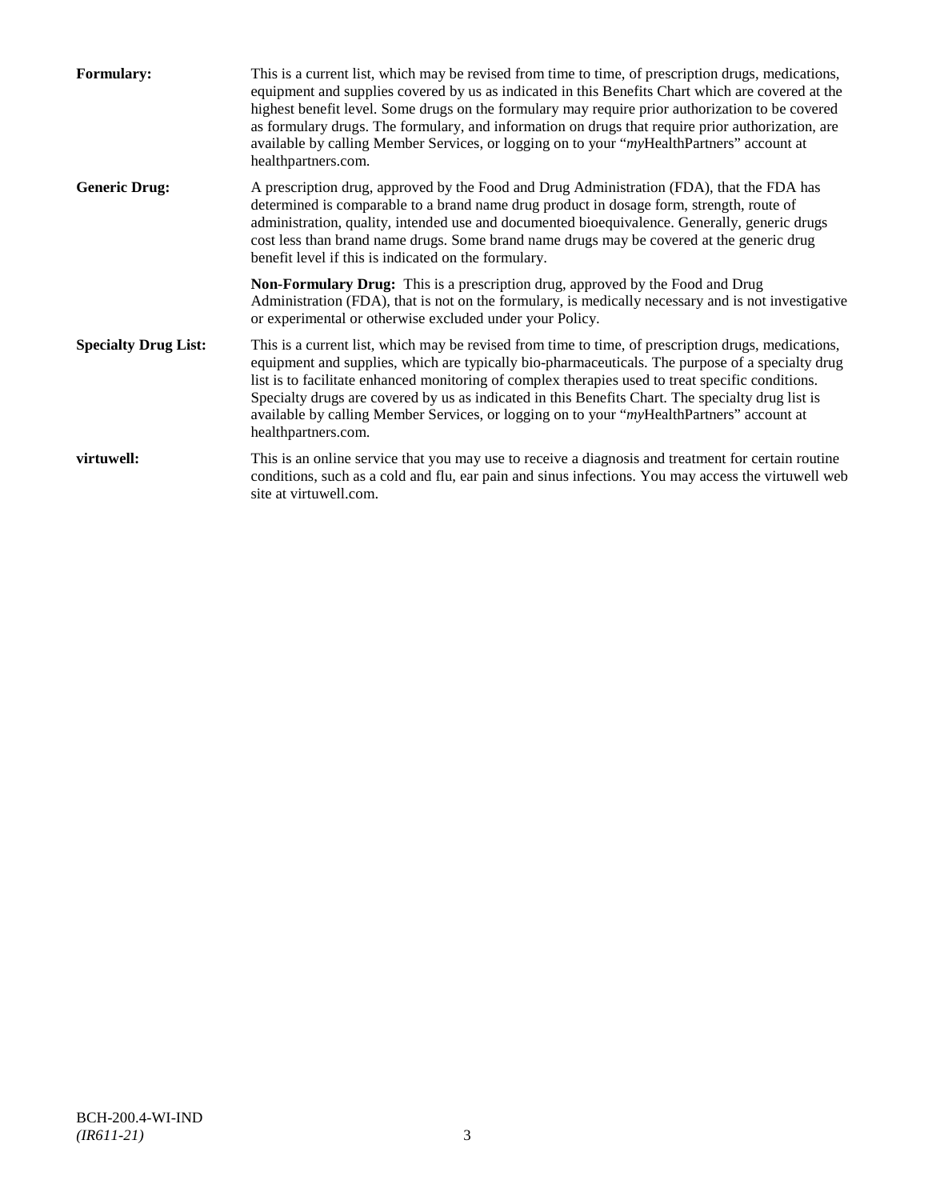**Formulary:** This is a current list, which may be revised from time to time, of prescription drugs, medications, equipment and supplies covered by us as indicated in this Benefits Chart which are covered at the highest benefit level. Some drugs on the formulary may require prior authorization to be covered as formulary drugs. The formulary, and information on drugs that require prior authorization, are available by calling Member Services, or logging on to your "*my*HealthPartners" account at healthpartners.com.

**Generic Drug:** A prescription drug, approved by the Food and Drug Administration (FDA), that the FDA has determined is comparable to a brand name drug product in dosage form, strength, route of administration, quality, intended use and documented bioequivalence. Generally, generic drugs cost less than brand name drugs. Some brand name drugs may be covered at the generic drug benefit level if this is indicated on the formulary.

**Non-Formulary Drug:** This is a prescription drug, approved by the Food and Drug Administration (FDA), that is not on the formulary, is medically necessary and is not investigative or experimental or otherwise excluded under your Policy.

**Specialty Drug List:** This is a current list, which may be revised from time to time, of prescription drugs, medications, equipment and supplies, which are typically bio-pharmaceuticals. The purpose of a specialty drug list is to facilitate enhanced monitoring of complex therapies used to treat specific conditions. Specialty drugs are covered by us as indicated in this Benefits Chart. The specialty drug list is available by calling Member Services, or logging on to your "*my*HealthPartners" account at healthpartners.com.

**virtuwell:** This is an online service that you may use to receive a diagnosis and treatment for certain routine conditions, such as a cold and flu, ear pain and sinus infections. You may access the virtuwell web site at virtuwell.com.

BCH-200.4-WI-IND
*(IR611-21)*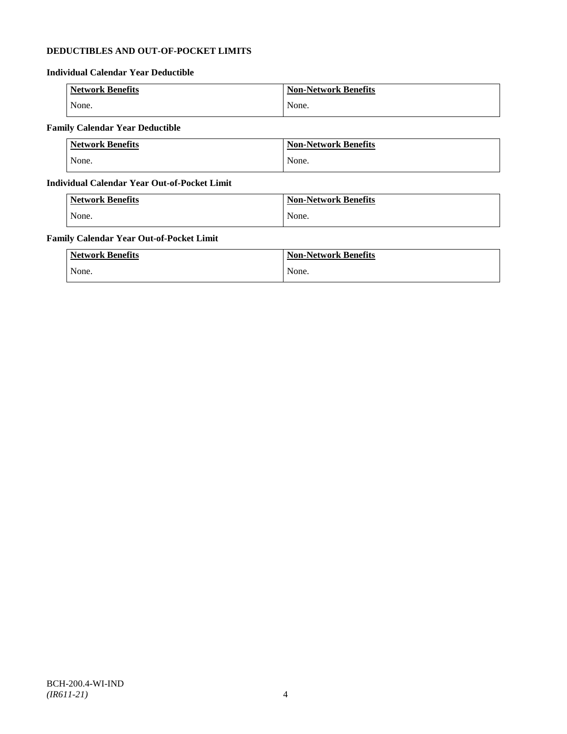## DEDUCTIBLES AND OUT-OF-POCKET LIMITS

### Individual Calendar Year Deductible

| Network Benefits | Non-Network Benefits |
|---|---|
| None. | None. |

### Family Calendar Year Deductible

| Network Benefits | Non-Network Benefits |
|---|---|
| None. | None. |

### Individual Calendar Year Out-of-Pocket Limit

| Network Benefits | Non-Network Benefits |
|---|---|
| None. | None. |

### Family Calendar Year Out-of-Pocket Limit

| Network Benefits | Non-Network Benefits |
|---|---|
| None. | None. |

BCH-200.4-WI-IND
*(IR611-21)*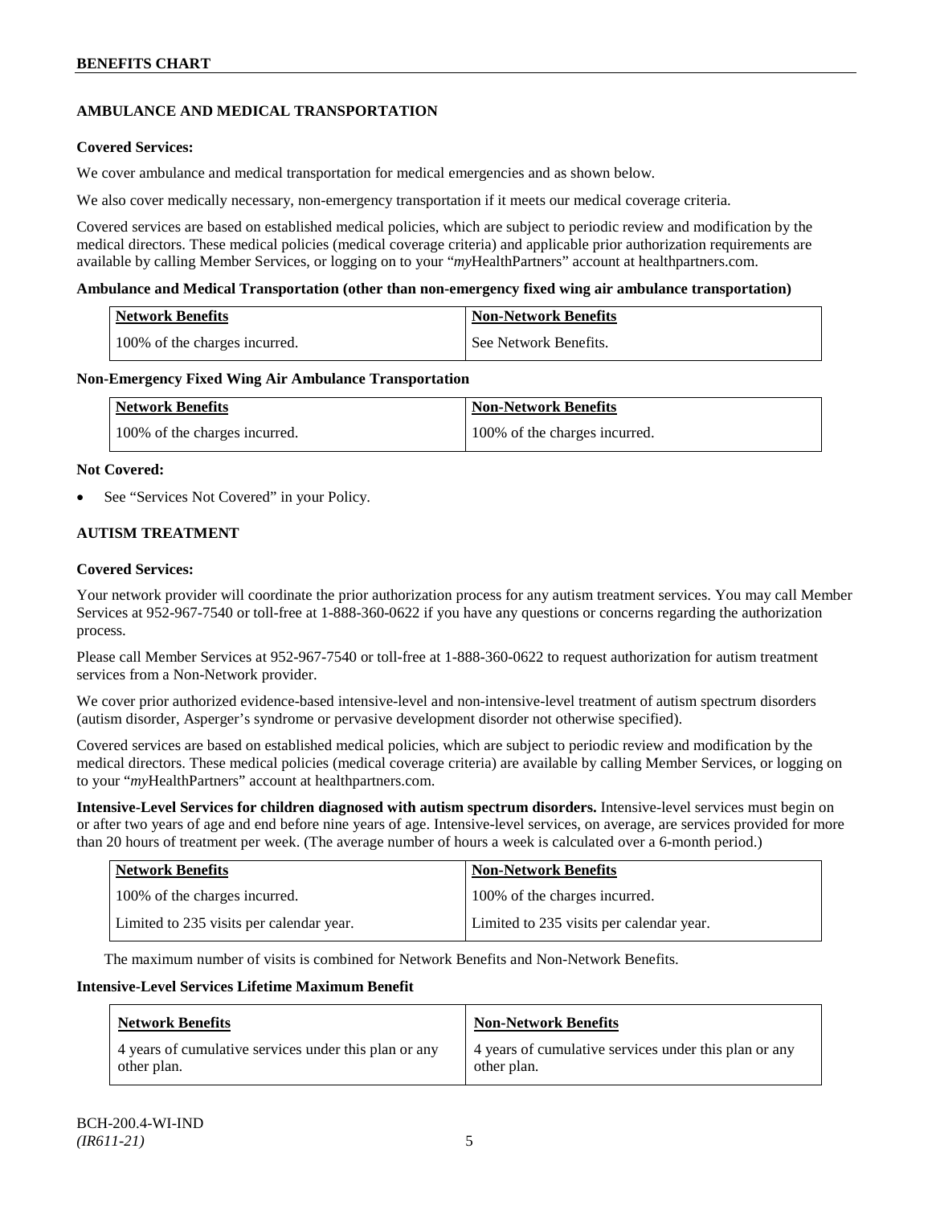## AMBULANCE AND MEDICAL TRANSPORTATION

**Covered Services:**

We cover ambulance and medical transportation for medical emergencies and as shown below.

We also cover medically necessary, non-emergency transportation if it meets our medical coverage criteria.

Covered services are based on established medical policies, which are subject to periodic review and modification by the medical directors. These medical policies (medical coverage criteria) and applicable prior authorization requirements are available by calling Member Services, or logging on to your "*my*HealthPartners" account at healthpartners.com.

**Ambulance and Medical Transportation (other than non-emergency fixed wing air ambulance transportation)**

| Network Benefits | Non-Network Benefits |
|---|---|
| 100% of the charges incurred. | See Network Benefits. |

**Non-Emergency Fixed Wing Air Ambulance Transportation**

| Network Benefits | Non-Network Benefits |
|---|---|
| 100% of the charges incurred. | 100% of the charges incurred. |

**Not Covered:**

- See "Services Not Covered" in your Policy.

## AUTISM TREATMENT

**Covered Services:**

Your network provider will coordinate the prior authorization process for any autism treatment services. You may call Member Services at 952-967-7540 or toll-free at 1-888-360-0622 if you have any questions or concerns regarding the authorization process.

Please call Member Services at 952-967-7540 or toll-free at 1-888-360-0622 to request authorization for autism treatment services from a Non-Network provider.

We cover prior authorized evidence-based intensive-level and non-intensive-level treatment of autism spectrum disorders (autism disorder, Asperger's syndrome or pervasive development disorder not otherwise specified).

Covered services are based on established medical policies, which are subject to periodic review and modification by the medical directors. These medical policies (medical coverage criteria) are available by calling Member Services, or logging on to your "*my*HealthPartners" account at healthpartners.com.

**Intensive-Level Services for children diagnosed with autism spectrum disorders.** Intensive-level services must begin on or after two years of age and end before nine years of age. Intensive-level services, on average, are services provided for more than 20 hours of treatment per week. (The average number of hours a week is calculated over a 6-month period.)

| Network Benefits | Non-Network Benefits |
|---|---|
| 100% of the charges incurred. | 100% of the charges incurred. |
| Limited to 235 visits per calendar year. | Limited to 235 visits per calendar year. |

The maximum number of visits is combined for Network Benefits and Non-Network Benefits.

**Intensive-Level Services Lifetime Maximum Benefit**

| Network Benefits | Non-Network Benefits |
|---|---|
| 4 years of cumulative services under this plan or any other plan. | 4 years of cumulative services under this plan or any other plan. |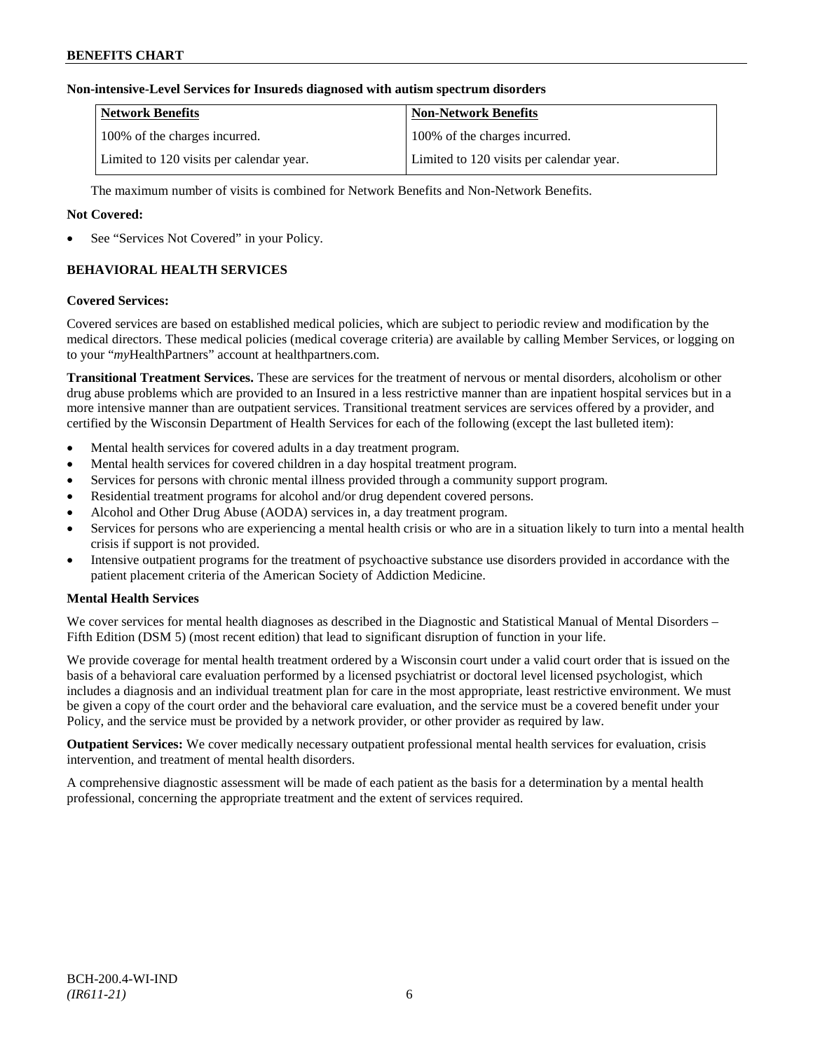**Non-intensive-Level Services for Insureds diagnosed with autism spectrum disorders**

| Network Benefits | Non-Network Benefits |
|---|---|
| 100% of the charges incurred. | 100% of the charges incurred. |
| Limited to 120 visits per calendar year. | Limited to 120 visits per calendar year. |

The maximum number of visits is combined for Network Benefits and Non-Network Benefits.

**Not Covered:**

- See "Services Not Covered" in your Policy.

## BEHAVIORAL HEALTH SERVICES

**Covered Services:**

Covered services are based on established medical policies, which are subject to periodic review and modification by the medical directors. These medical policies (medical coverage criteria) are available by calling Member Services, or logging on to your "*my*HealthPartners" account at healthpartners.com.

**Transitional Treatment Services.** These are services for the treatment of nervous or mental disorders, alcoholism or other drug abuse problems which are provided to an Insured in a less restrictive manner than are inpatient hospital services but in a more intensive manner than are outpatient services. Transitional treatment services are services offered by a provider, and certified by the Wisconsin Department of Health Services for each of the following (except the last bulleted item):

- Mental health services for covered adults in a day treatment program.
- Mental health services for covered children in a day hospital treatment program.
- Services for persons with chronic mental illness provided through a community support program.
- Residential treatment programs for alcohol and/or drug dependent covered persons.
- Alcohol and Other Drug Abuse (AODA) services in, a day treatment program.
- Services for persons who are experiencing a mental health crisis or who are in a situation likely to turn into a mental health crisis if support is not provided.
- Intensive outpatient programs for the treatment of psychoactive substance use disorders provided in accordance with the patient placement criteria of the American Society of Addiction Medicine.

**Mental Health Services**

We cover services for mental health diagnoses as described in the Diagnostic and Statistical Manual of Mental Disorders – Fifth Edition (DSM 5) (most recent edition) that lead to significant disruption of function in your life.

We provide coverage for mental health treatment ordered by a Wisconsin court under a valid court order that is issued on the basis of a behavioral care evaluation performed by a licensed psychiatrist or doctoral level licensed psychologist, which includes a diagnosis and an individual treatment plan for care in the most appropriate, least restrictive environment. We must be given a copy of the court order and the behavioral care evaluation, and the service must be a covered benefit under your Policy, and the service must be provided by a network provider, or other provider as required by law.

**Outpatient Services:** We cover medically necessary outpatient professional mental health services for evaluation, crisis intervention, and treatment of mental health disorders.

A comprehensive diagnostic assessment will be made of each patient as the basis for a determination by a mental health professional, concerning the appropriate treatment and the extent of services required.

BCH-200.4-WI-IND
*(IR611-21)*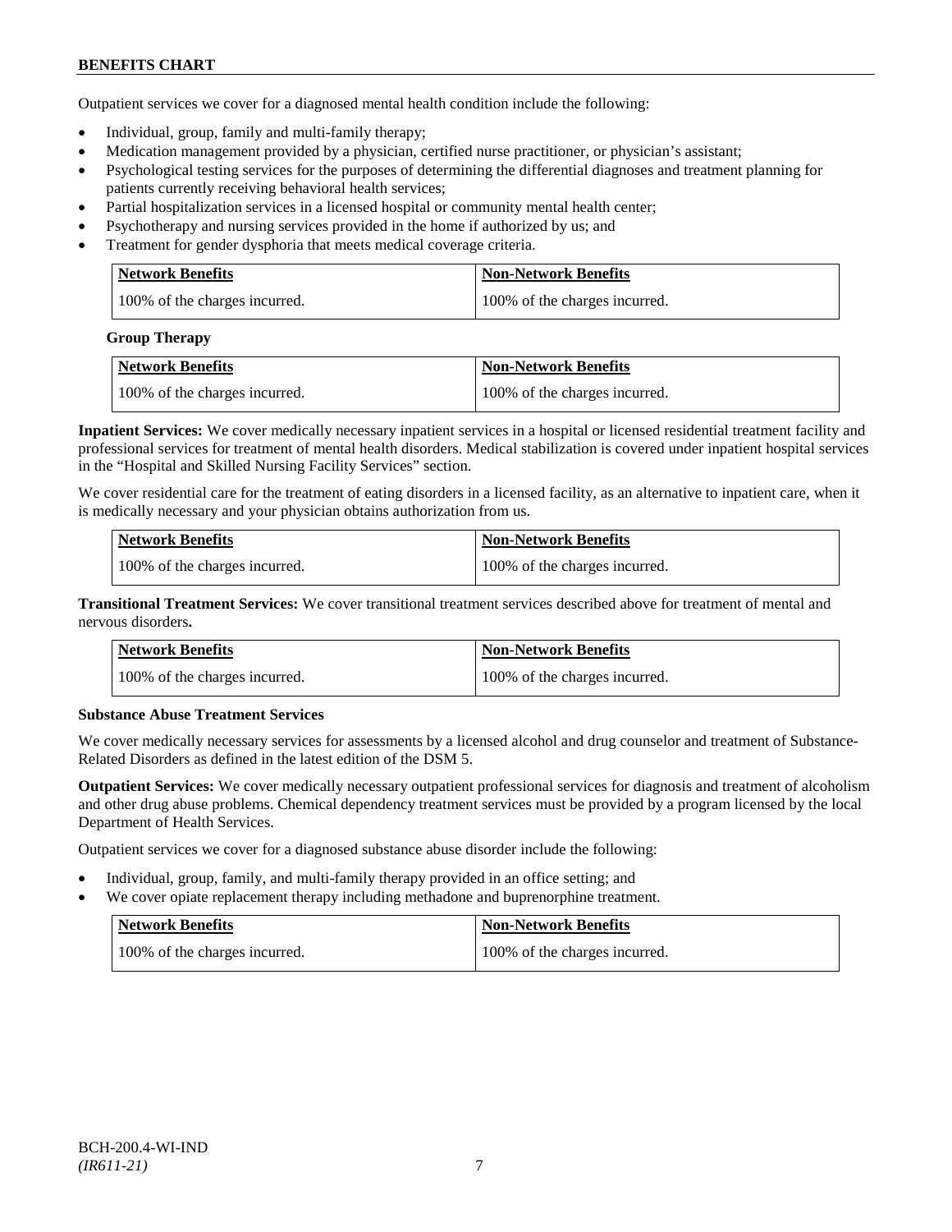Outpatient services we cover for a diagnosed mental health condition include the following:

- Individual, group, family and multi-family therapy;
- Medication management provided by a physician, certified nurse practitioner, or physician's assistant;
- Psychological testing services for the purposes of determining the differential diagnoses and treatment planning for patients currently receiving behavioral health services;
- Partial hospitalization services in a licensed hospital or community mental health center;
- Psychotherapy and nursing services provided in the home if authorized by us; and
- Treatment for gender dysphoria that meets medical coverage criteria.

| Network Benefits | Non-Network Benefits |
| --- | --- |
| 100% of the charges incurred. | 100% of the charges incurred. |

**Group Therapy**

| Network Benefits | Non-Network Benefits |
| --- | --- |
| 100% of the charges incurred. | 100% of the charges incurred. |

**Inpatient Services:** We cover medically necessary inpatient services in a hospital or licensed residential treatment facility and professional services for treatment of mental health disorders. Medical stabilization is covered under inpatient hospital services in the "Hospital and Skilled Nursing Facility Services" section.

We cover residential care for the treatment of eating disorders in a licensed facility, as an alternative to inpatient care, when it is medically necessary and your physician obtains authorization from us.

| Network Benefits | Non-Network Benefits |
| --- | --- |
| 100% of the charges incurred. | 100% of the charges incurred. |

**Transitional Treatment Services:** We cover transitional treatment services described above for treatment of mental and nervous disorders**.**

| Network Benefits | Non-Network Benefits |
| --- | --- |
| 100% of the charges incurred. | 100% of the charges incurred. |

**Substance Abuse Treatment Services**

We cover medically necessary services for assessments by a licensed alcohol and drug counselor and treatment of Substance-Related Disorders as defined in the latest edition of the DSM 5.

**Outpatient Services:** We cover medically necessary outpatient professional services for diagnosis and treatment of alcoholism and other drug abuse problems. Chemical dependency treatment services must be provided by a program licensed by the local Department of Health Services.

Outpatient services we cover for a diagnosed substance abuse disorder include the following:

- Individual, group, family, and multi-family therapy provided in an office setting; and
- We cover opiate replacement therapy including methadone and buprenorphine treatment.

| Network Benefits | Non-Network Benefits |
| --- | --- |
| 100% of the charges incurred. | 100% of the charges incurred. |

BCH-200.4-WI-IND
*(IR611-21)*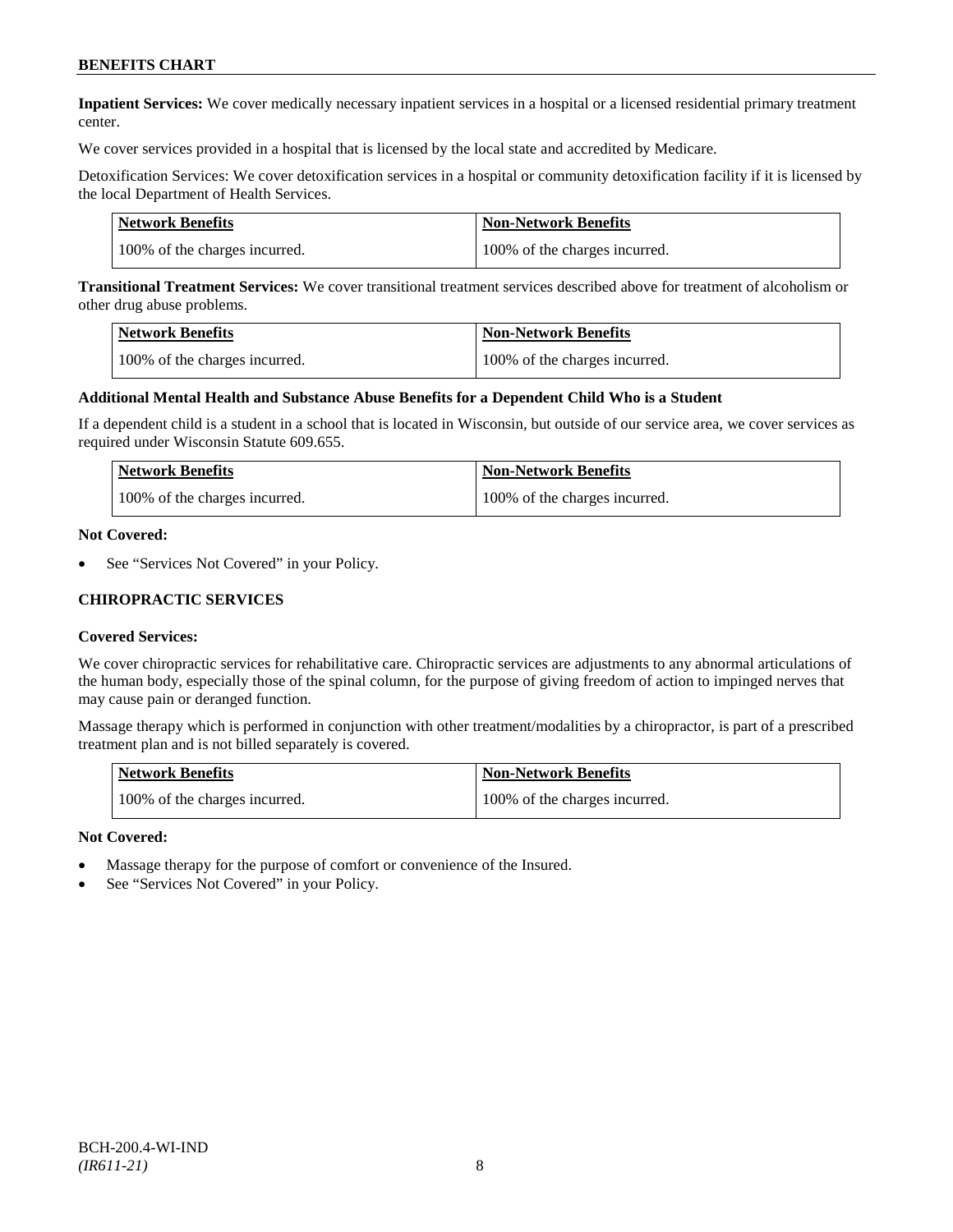**Inpatient Services:** We cover medically necessary inpatient services in a hospital or a licensed residential primary treatment center.

We cover services provided in a hospital that is licensed by the local state and accredited by Medicare.

Detoxification Services: We cover detoxification services in a hospital or community detoxification facility if it is licensed by the local Department of Health Services.

| Network Benefits | Non-Network Benefits |
| --- | --- |
| 100% of the charges incurred. | 100% of the charges incurred. |

**Transitional Treatment Services:** We cover transitional treatment services described above for treatment of alcoholism or other drug abuse problems.

| Network Benefits | Non-Network Benefits |
| --- | --- |
| 100% of the charges incurred. | 100% of the charges incurred. |

**Additional Mental Health and Substance Abuse Benefits for a Dependent Child Who is a Student**

If a dependent child is a student in a school that is located in Wisconsin, but outside of our service area, we cover services as required under Wisconsin Statute 609.655.

| Network Benefits | Non-Network Benefits |
| --- | --- |
| 100% of the charges incurred. | 100% of the charges incurred. |

**Not Covered:**

- See "Services Not Covered" in your Policy.

## CHIROPRACTIC SERVICES

**Covered Services:**

We cover chiropractic services for rehabilitative care. Chiropractic services are adjustments to any abnormal articulations of the human body, especially those of the spinal column, for the purpose of giving freedom of action to impinged nerves that may cause pain or deranged function.

Massage therapy which is performed in conjunction with other treatment/modalities by a chiropractor, is part of a prescribed treatment plan and is not billed separately is covered.

| Network Benefits | Non-Network Benefits |
| --- | --- |
| 100% of the charges incurred. | 100% of the charges incurred. |

**Not Covered:**

- Massage therapy for the purpose of comfort or convenience of the Insured.
- See "Services Not Covered" in your Policy.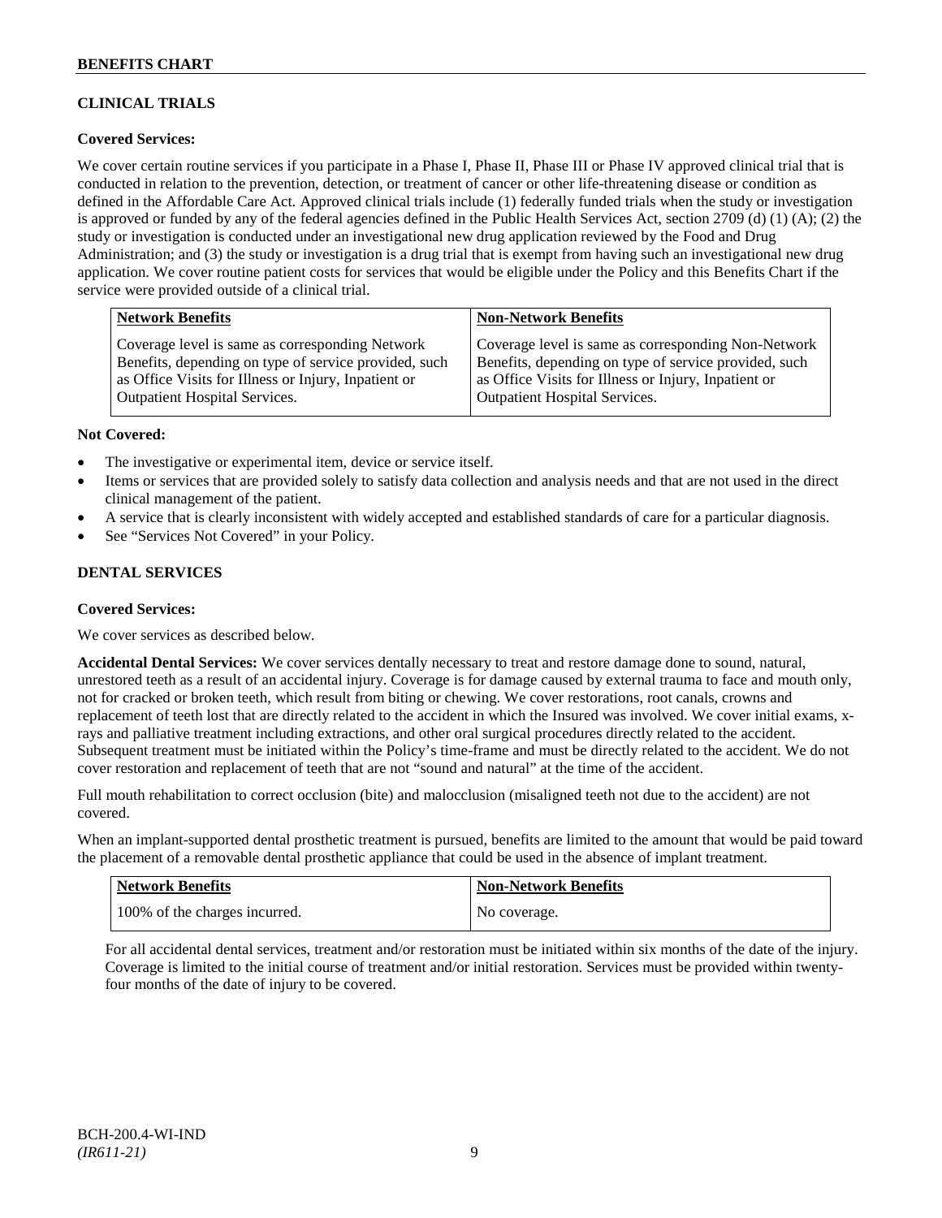## CLINICAL TRIALS

### Covered Services:

We cover certain routine services if you participate in a Phase I, Phase II, Phase III or Phase IV approved clinical trial that is conducted in relation to the prevention, detection, or treatment of cancer or other life-threatening disease or condition as defined in the Affordable Care Act. Approved clinical trials include (1) federally funded trials when the study or investigation is approved or funded by any of the federal agencies defined in the Public Health Services Act, section 2709 (d) (1) (A); (2) the study or investigation is conducted under an investigational new drug application reviewed by the Food and Drug Administration; and (3) the study or investigation is a drug trial that is exempt from having such an investigational new drug application. We cover routine patient costs for services that would be eligible under the Policy and this Benefits Chart if the service were provided outside of a clinical trial.

| Network Benefits | Non-Network Benefits |
|---|---|
| Coverage level is same as corresponding Network Benefits, depending on type of service provided, such as Office Visits for Illness or Injury, Inpatient or Outpatient Hospital Services. | Coverage level is same as corresponding Non-Network Benefits, depending on type of service provided, such as Office Visits for Illness or Injury, Inpatient or Outpatient Hospital Services. |

### Not Covered:

- The investigative or experimental item, device or service itself.
- Items or services that are provided solely to satisfy data collection and analysis needs and that are not used in the direct clinical management of the patient.
- A service that is clearly inconsistent with widely accepted and established standards of care for a particular diagnosis.
- See "Services Not Covered" in your Policy.

## DENTAL SERVICES

### Covered Services:

We cover services as described below.

**Accidental Dental Services:** We cover services dentally necessary to treat and restore damage done to sound, natural, unrestored teeth as a result of an accidental injury. Coverage is for damage caused by external trauma to face and mouth only, not for cracked or broken teeth, which result from biting or chewing. We cover restorations, root canals, crowns and replacement of teeth lost that are directly related to the accident in which the Insured was involved. We cover initial exams, x-rays and palliative treatment including extractions, and other oral surgical procedures directly related to the accident. Subsequent treatment must be initiated within the Policy's time-frame and must be directly related to the accident. We do not cover restoration and replacement of teeth that are not "sound and natural" at the time of the accident.

Full mouth rehabilitation to correct occlusion (bite) and malocclusion (misaligned teeth not due to the accident) are not covered.

When an implant-supported dental prosthetic treatment is pursued, benefits are limited to the amount that would be paid toward the placement of a removable dental prosthetic appliance that could be used in the absence of implant treatment.

| Network Benefits | Non-Network Benefits |
|---|---|
| 100% of the charges incurred. | No coverage. |

For all accidental dental services, treatment and/or restoration must be initiated within six months of the date of the injury. Coverage is limited to the initial course of treatment and/or initial restoration. Services must be provided within twenty-four months of the date of injury to be covered.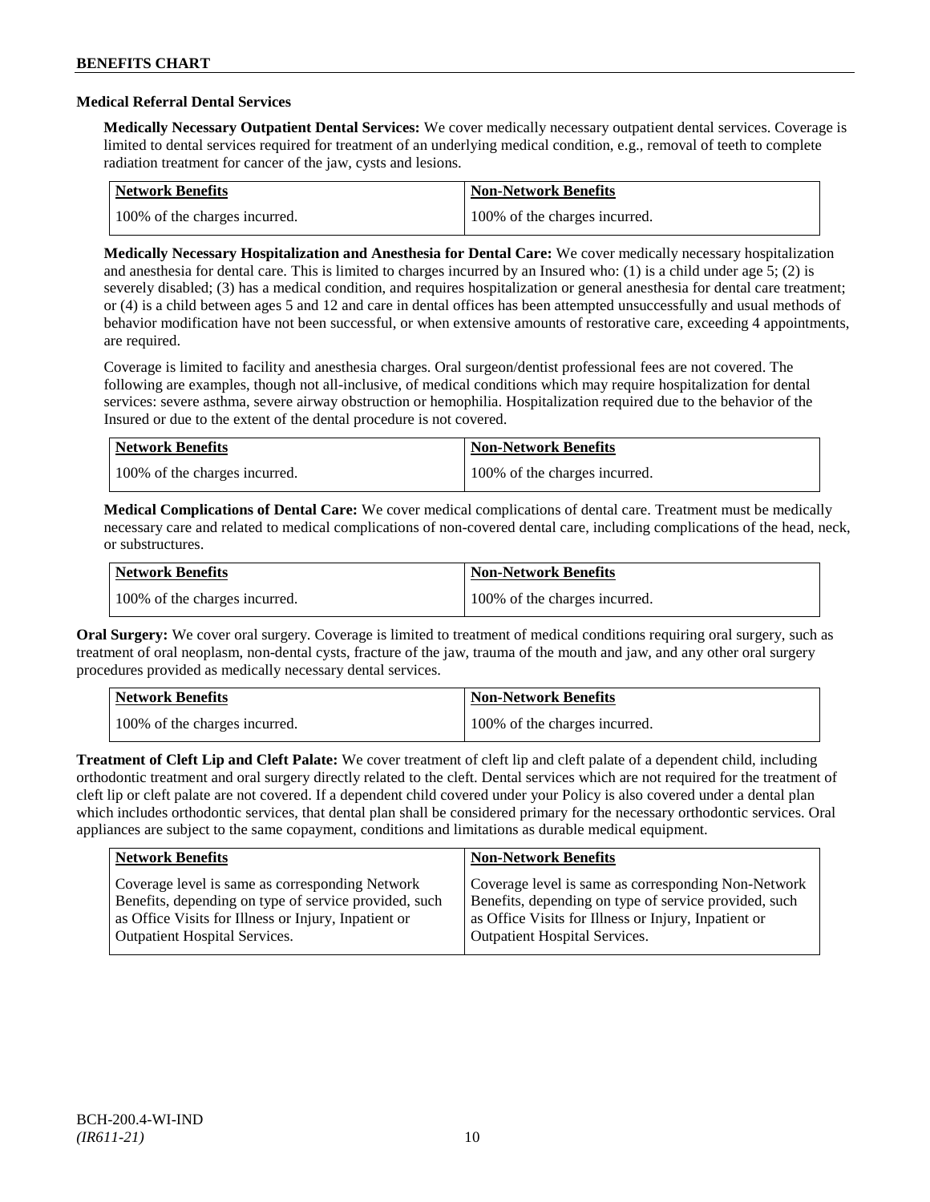### Medical Referral Dental Services

**Medically Necessary Outpatient Dental Services:** We cover medically necessary outpatient dental services. Coverage is limited to dental services required for treatment of an underlying medical condition, e.g., removal of teeth to complete radiation treatment for cancer of the jaw, cysts and lesions.

| Network Benefits | Non-Network Benefits |
|---|---|
| 100% of the charges incurred. | 100% of the charges incurred. |

**Medically Necessary Hospitalization and Anesthesia for Dental Care:** We cover medically necessary hospitalization and anesthesia for dental care. This is limited to charges incurred by an Insured who: (1) is a child under age 5; (2) is severely disabled; (3) has a medical condition, and requires hospitalization or general anesthesia for dental care treatment; or (4) is a child between ages 5 and 12 and care in dental offices has been attempted unsuccessfully and usual methods of behavior modification have not been successful, or when extensive amounts of restorative care, exceeding 4 appointments, are required.

Coverage is limited to facility and anesthesia charges. Oral surgeon/dentist professional fees are not covered. The following are examples, though not all-inclusive, of medical conditions which may require hospitalization for dental services: severe asthma, severe airway obstruction or hemophilia. Hospitalization required due to the behavior of the Insured or due to the extent of the dental procedure is not covered.

| Network Benefits | Non-Network Benefits |
|---|---|
| 100% of the charges incurred. | 100% of the charges incurred. |

**Medical Complications of Dental Care:** We cover medical complications of dental care. Treatment must be medically necessary care and related to medical complications of non-covered dental care, including complications of the head, neck, or substructures.

| Network Benefits | Non-Network Benefits |
|---|---|
| 100% of the charges incurred. | 100% of the charges incurred. |

**Oral Surgery:** We cover oral surgery. Coverage is limited to treatment of medical conditions requiring oral surgery, such as treatment of oral neoplasm, non-dental cysts, fracture of the jaw, trauma of the mouth and jaw, and any other oral surgery procedures provided as medically necessary dental services.

| Network Benefits | Non-Network Benefits |
|---|---|
| 100% of the charges incurred. | 100% of the charges incurred. |

**Treatment of Cleft Lip and Cleft Palate:** We cover treatment of cleft lip and cleft palate of a dependent child, including orthodontic treatment and oral surgery directly related to the cleft. Dental services which are not required for the treatment of cleft lip or cleft palate are not covered. If a dependent child covered under your Policy is also covered under a dental plan which includes orthodontic services, that dental plan shall be considered primary for the necessary orthodontic services. Oral appliances are subject to the same copayment, conditions and limitations as durable medical equipment.

| Network Benefits | Non-Network Benefits |
|---|---|
| Coverage level is same as corresponding Network Benefits, depending on type of service provided, such as Office Visits for Illness or Injury, Inpatient or Outpatient Hospital Services. | Coverage level is same as corresponding Non-Network Benefits, depending on type of service provided, such as Office Visits for Illness or Injury, Inpatient or Outpatient Hospital Services. |

BCH-200.4-WI-IND
*(IR611-21)*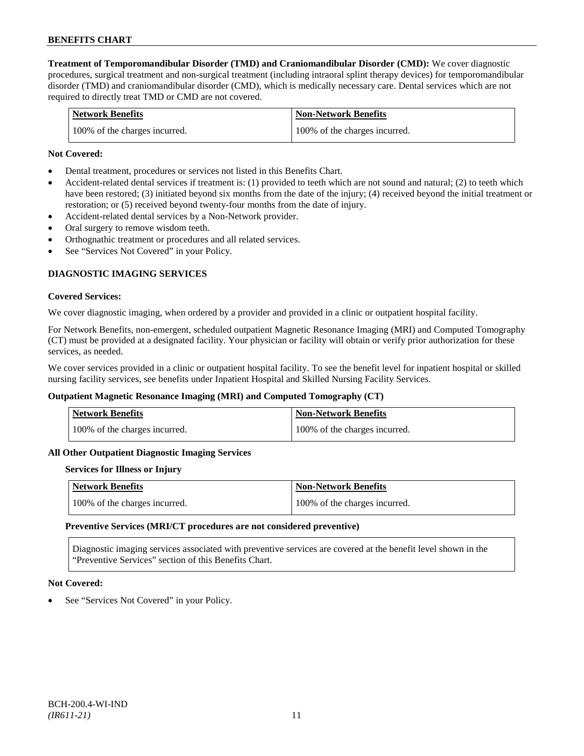**Treatment of Temporomandibular Disorder (TMD) and Craniomandibular Disorder (CMD):** We cover diagnostic procedures, surgical treatment and non-surgical treatment (including intraoral splint therapy devices) for temporomandibular disorder (TMD) and craniomandibular disorder (CMD), which is medically necessary care. Dental services which are not required to directly treat TMD or CMD are not covered.

| Network Benefits | Non-Network Benefits |
|---|---|
| 100% of the charges incurred. | 100% of the charges incurred. |

**Not Covered:**

- Dental treatment, procedures or services not listed in this Benefits Chart.
- Accident-related dental services if treatment is: (1) provided to teeth which are not sound and natural; (2) to teeth which have been restored; (3) initiated beyond six months from the date of the injury; (4) received beyond the initial treatment or restoration; or (5) received beyond twenty-four months from the date of injury.
- Accident-related dental services by a Non-Network provider.
- Oral surgery to remove wisdom teeth.
- Orthognathic treatment or procedures and all related services.
- See "Services Not Covered" in your Policy.

## DIAGNOSTIC IMAGING SERVICES

**Covered Services:**

We cover diagnostic imaging, when ordered by a provider and provided in a clinic or outpatient hospital facility.

For Network Benefits, non-emergent, scheduled outpatient Magnetic Resonance Imaging (MRI) and Computed Tomography (CT) must be provided at a designated facility. Your physician or facility will obtain or verify prior authorization for these services, as needed.

We cover services provided in a clinic or outpatient hospital facility. To see the benefit level for inpatient hospital or skilled nursing facility services, see benefits under Inpatient Hospital and Skilled Nursing Facility Services.

**Outpatient Magnetic Resonance Imaging (MRI) and Computed Tomography (CT)**

| Network Benefits | Non-Network Benefits |
|---|---|
| 100% of the charges incurred. | 100% of the charges incurred. |

**All Other Outpatient Diagnostic Imaging Services**

**Services for Illness or Injury**

| Network Benefits | Non-Network Benefits |
|---|---|
| 100% of the charges incurred. | 100% of the charges incurred. |

**Preventive Services (MRI/CT procedures are not considered preventive)**

Diagnostic imaging services associated with preventive services are covered at the benefit level shown in the "Preventive Services" section of this Benefits Chart.

**Not Covered:**

- See "Services Not Covered" in your Policy.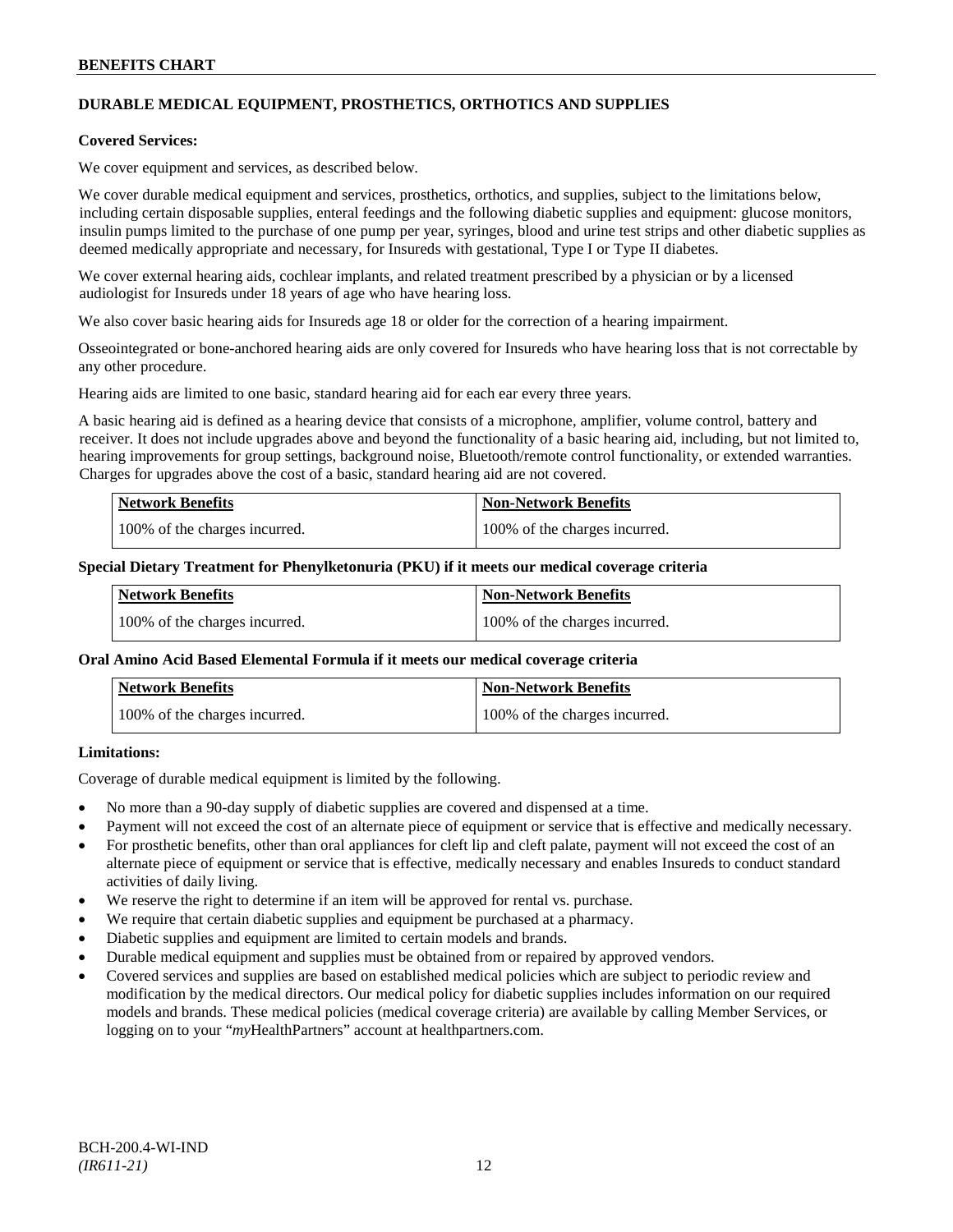**DURABLE MEDICAL EQUIPMENT, PROSTHETICS, ORTHOTICS AND SUPPLIES**

**Covered Services:**

We cover equipment and services, as described below.

We cover durable medical equipment and services, prosthetics, orthotics, and supplies, subject to the limitations below, including certain disposable supplies, enteral feedings and the following diabetic supplies and equipment: glucose monitors, insulin pumps limited to the purchase of one pump per year, syringes, blood and urine test strips and other diabetic supplies as deemed medically appropriate and necessary, for Insureds with gestational, Type I or Type II diabetes.

We cover external hearing aids, cochlear implants, and related treatment prescribed by a physician or by a licensed audiologist for Insureds under 18 years of age who have hearing loss.

We also cover basic hearing aids for Insureds age 18 or older for the correction of a hearing impairment.

Osseointegrated or bone-anchored hearing aids are only covered for Insureds who have hearing loss that is not correctable by any other procedure.

Hearing aids are limited to one basic, standard hearing aid for each ear every three years.

A basic hearing aid is defined as a hearing device that consists of a microphone, amplifier, volume control, battery and receiver. It does not include upgrades above and beyond the functionality of a basic hearing aid, including, but not limited to, hearing improvements for group settings, background noise, Bluetooth/remote control functionality, or extended warranties. Charges for upgrades above the cost of a basic, standard hearing aid are not covered.

| Network Benefits | Non-Network Benefits |
|---|---|
| 100% of the charges incurred. | 100% of the charges incurred. |

**Special Dietary Treatment for Phenylketonuria (PKU) if it meets our medical coverage criteria**

| Network Benefits | Non-Network Benefits |
|---|---|
| 100% of the charges incurred. | 100% of the charges incurred. |

**Oral Amino Acid Based Elemental Formula if it meets our medical coverage criteria**

| Network Benefits | Non-Network Benefits |
|---|---|
| 100% of the charges incurred. | 100% of the charges incurred. |

**Limitations:**

Coverage of durable medical equipment is limited by the following.

- No more than a 90-day supply of diabetic supplies are covered and dispensed at a time.
- Payment will not exceed the cost of an alternate piece of equipment or service that is effective and medically necessary.
- For prosthetic benefits, other than oral appliances for cleft lip and cleft palate, payment will not exceed the cost of an alternate piece of equipment or service that is effective, medically necessary and enables Insureds to conduct standard activities of daily living.
- We reserve the right to determine if an item will be approved for rental vs. purchase.
- We require that certain diabetic supplies and equipment be purchased at a pharmacy.
- Diabetic supplies and equipment are limited to certain models and brands.
- Durable medical equipment and supplies must be obtained from or repaired by approved vendors.
- Covered services and supplies are based on established medical policies which are subject to periodic review and modification by the medical directors. Our medical policy for diabetic supplies includes information on our required models and brands. These medical policies (medical coverage criteria) are available by calling Member Services, or logging on to your "*my*HealthPartners" account at healthpartners.com.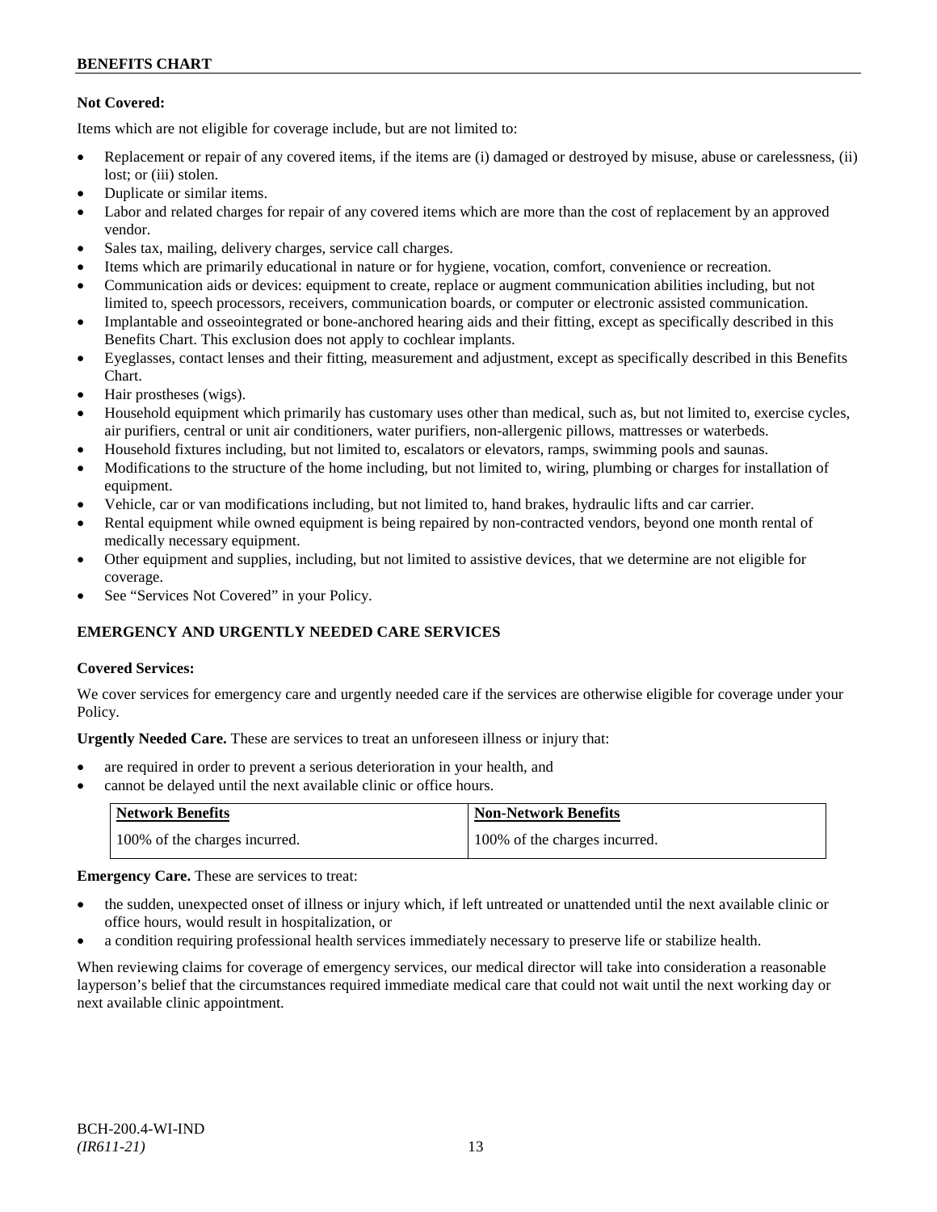**Not Covered:**

Items which are not eligible for coverage include, but are not limited to:

- Replacement or repair of any covered items, if the items are (i) damaged or destroyed by misuse, abuse or carelessness, (ii) lost; or (iii) stolen.
- Duplicate or similar items.
- Labor and related charges for repair of any covered items which are more than the cost of replacement by an approved vendor.
- Sales tax, mailing, delivery charges, service call charges.
- Items which are primarily educational in nature or for hygiene, vocation, comfort, convenience or recreation.
- Communication aids or devices: equipment to create, replace or augment communication abilities including, but not limited to, speech processors, receivers, communication boards, or computer or electronic assisted communication.
- Implantable and osseointegrated or bone-anchored hearing aids and their fitting, except as specifically described in this Benefits Chart. This exclusion does not apply to cochlear implants.
- Eyeglasses, contact lenses and their fitting, measurement and adjustment, except as specifically described in this Benefits Chart.
- Hair prostheses (wigs).
- Household equipment which primarily has customary uses other than medical, such as, but not limited to, exercise cycles, air purifiers, central or unit air conditioners, water purifiers, non-allergenic pillows, mattresses or waterbeds.
- Household fixtures including, but not limited to, escalators or elevators, ramps, swimming pools and saunas.
- Modifications to the structure of the home including, but not limited to, wiring, plumbing or charges for installation of equipment.
- Vehicle, car or van modifications including, but not limited to, hand brakes, hydraulic lifts and car carrier.
- Rental equipment while owned equipment is being repaired by non-contracted vendors, beyond one month rental of medically necessary equipment.
- Other equipment and supplies, including, but not limited to assistive devices, that we determine are not eligible for coverage.
- See "Services Not Covered" in your Policy.

## EMERGENCY AND URGENTLY NEEDED CARE SERVICES

**Covered Services:**

We cover services for emergency care and urgently needed care if the services are otherwise eligible for coverage under your Policy.

**Urgently Needed Care.** These are services to treat an unforeseen illness or injury that:

- are required in order to prevent a serious deterioration in your health, and
- cannot be delayed until the next available clinic or office hours.

| Network Benefits | Non-Network Benefits |
|---|---|
| 100% of the charges incurred. | 100% of the charges incurred. |

**Emergency Care.** These are services to treat:

- the sudden, unexpected onset of illness or injury which, if left untreated or unattended until the next available clinic or office hours, would result in hospitalization, or
- a condition requiring professional health services immediately necessary to preserve life or stabilize health.

When reviewing claims for coverage of emergency services, our medical director will take into consideration a reasonable layperson's belief that the circumstances required immediate medical care that could not wait until the next working day or next available clinic appointment.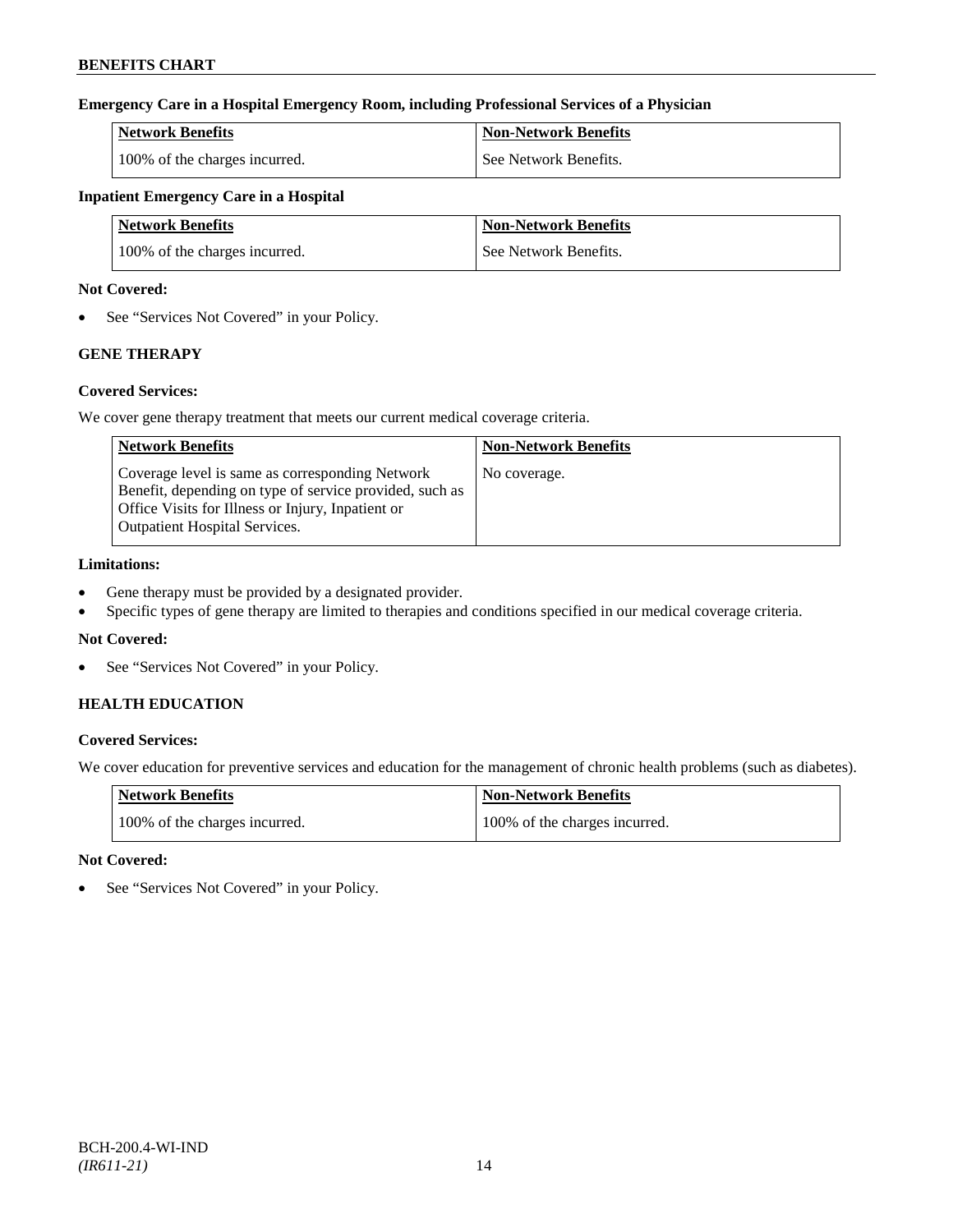#### Emergency Care in a Hospital Emergency Room, including Professional Services of a Physician

| Network Benefits | Non-Network Benefits |
|---|---|
| 100% of the charges incurred. | See Network Benefits. |

#### Inpatient Emergency Care in a Hospital

| Network Benefits | Non-Network Benefits |
|---|---|
| 100% of the charges incurred. | See Network Benefits. |

**Not Covered:**

- See "Services Not Covered" in your Policy.

### GENE THERAPY

**Covered Services:**

We cover gene therapy treatment that meets our current medical coverage criteria.

| Network Benefits | Non-Network Benefits |
|---|---|
| Coverage level is same as corresponding Network Benefit, depending on type of service provided, such as Office Visits for Illness or Injury, Inpatient or Outpatient Hospital Services. | No coverage. |

**Limitations:**

- Gene therapy must be provided by a designated provider.
- Specific types of gene therapy are limited to therapies and conditions specified in our medical coverage criteria.

**Not Covered:**

- See "Services Not Covered" in your Policy.

### HEALTH EDUCATION

**Covered Services:**

We cover education for preventive services and education for the management of chronic health problems (such as diabetes).

| Network Benefits | Non-Network Benefits |
|---|---|
| 100% of the charges incurred. | 100% of the charges incurred. |

**Not Covered:**

- See "Services Not Covered" in your Policy.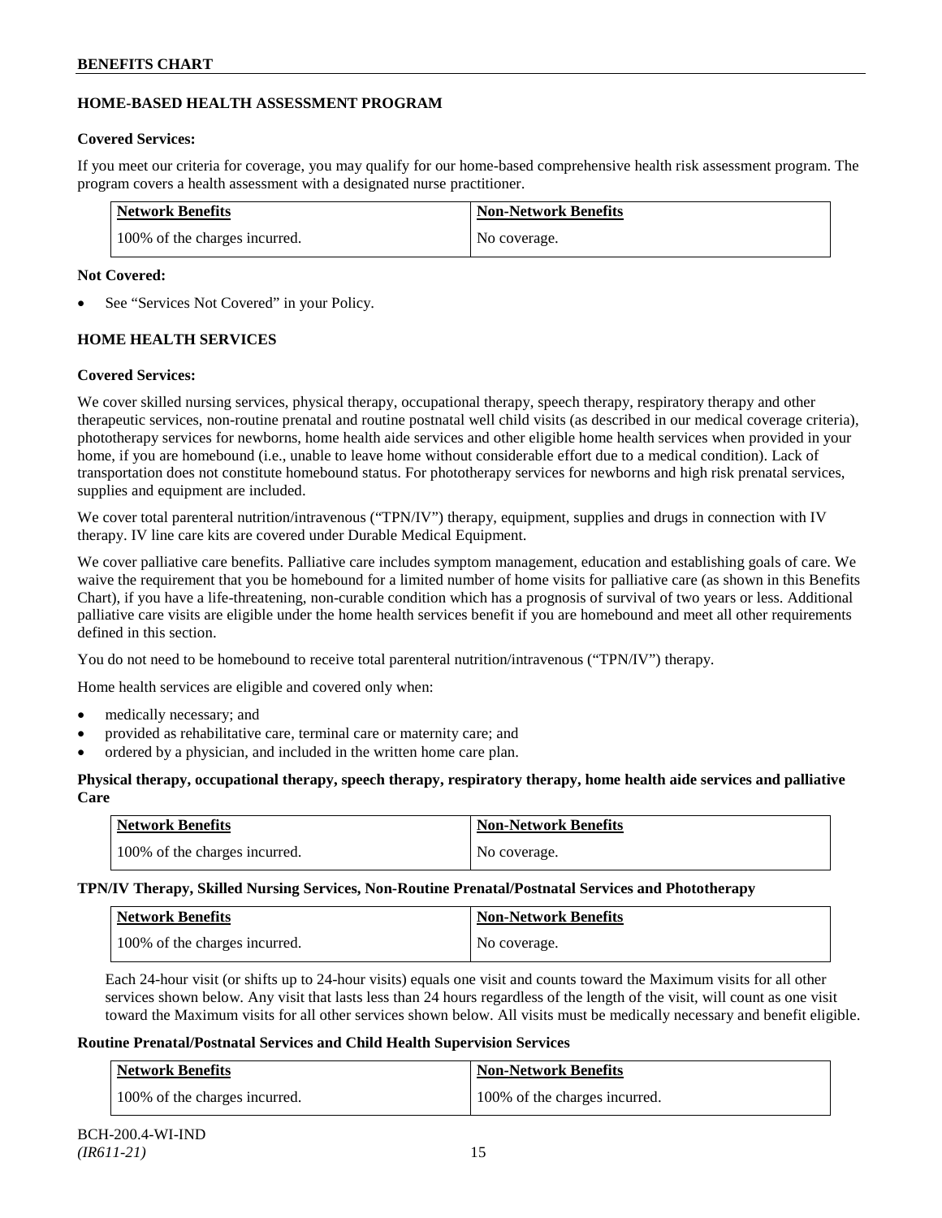## HOME-BASED HEALTH ASSESSMENT PROGRAM

**Covered Services:**

If you meet our criteria for coverage, you may qualify for our home-based comprehensive health risk assessment program. The program covers a health assessment with a designated nurse practitioner.

| Network Benefits | Non-Network Benefits |
|---|---|
| 100% of the charges incurred. | No coverage. |

**Not Covered:**

- See "Services Not Covered" in your Policy.

## HOME HEALTH SERVICES

**Covered Services:**

We cover skilled nursing services, physical therapy, occupational therapy, speech therapy, respiratory therapy and other therapeutic services, non-routine prenatal and routine postnatal well child visits (as described in our medical coverage criteria), phototherapy services for newborns, home health aide services and other eligible home health services when provided in your home, if you are homebound (i.e., unable to leave home without considerable effort due to a medical condition). Lack of transportation does not constitute homebound status. For phototherapy services for newborns and high risk prenatal services, supplies and equipment are included.

We cover total parenteral nutrition/intravenous ("TPN/IV") therapy, equipment, supplies and drugs in connection with IV therapy. IV line care kits are covered under Durable Medical Equipment.

We cover palliative care benefits. Palliative care includes symptom management, education and establishing goals of care. We waive the requirement that you be homebound for a limited number of home visits for palliative care (as shown in this Benefits Chart), if you have a life-threatening, non-curable condition which has a prognosis of survival of two years or less. Additional palliative care visits are eligible under the home health services benefit if you are homebound and meet all other requirements defined in this section.

You do not need to be homebound to receive total parenteral nutrition/intravenous ("TPN/IV") therapy.

Home health services are eligible and covered only when:

- medically necessary; and
- provided as rehabilitative care, terminal care or maternity care; and
- ordered by a physician, and included in the written home care plan.

**Physical therapy, occupational therapy, speech therapy, respiratory therapy, home health aide services and palliative Care**

| Network Benefits | Non-Network Benefits |
|---|---|
| 100% of the charges incurred. | No coverage. |

**TPN/IV Therapy, Skilled Nursing Services, Non-Routine Prenatal/Postnatal Services and Phototherapy**

| Network Benefits | Non-Network Benefits |
|---|---|
| 100% of the charges incurred. | No coverage. |

Each 24-hour visit (or shifts up to 24-hour visits) equals one visit and counts toward the Maximum visits for all other services shown below. Any visit that lasts less than 24 hours regardless of the length of the visit, will count as one visit toward the Maximum visits for all other services shown below. All visits must be medically necessary and benefit eligible.

**Routine Prenatal/Postnatal Services and Child Health Supervision Services**

| Network Benefits | Non-Network Benefits |
|---|---|
| 100% of the charges incurred. | 100% of the charges incurred. |

BCH-200.4-WI-IND
*(IR611-21)*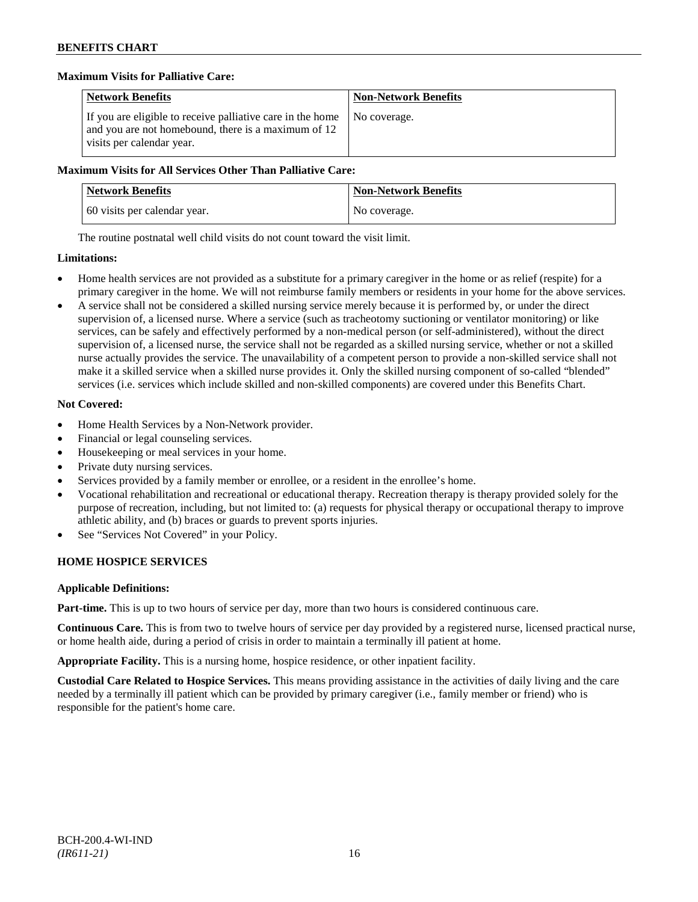**Maximum Visits for Palliative Care:**

| Network Benefits | Non-Network Benefits |
| --- | --- |
| If you are eligible to receive palliative care in the home and you are not homebound, there is a maximum of 12 visits per calendar year. | No coverage. |

**Maximum Visits for All Services Other Than Palliative Care:**

| Network Benefits | Non-Network Benefits |
| --- | --- |
| 60 visits per calendar year. | No coverage. |

The routine postnatal well child visits do not count toward the visit limit.

**Limitations:**

- Home health services are not provided as a substitute for a primary caregiver in the home or as relief (respite) for a primary caregiver in the home. We will not reimburse family members or residents in your home for the above services.
- A service shall not be considered a skilled nursing service merely because it is performed by, or under the direct supervision of, a licensed nurse. Where a service (such as tracheotomy suctioning or ventilator monitoring) or like services, can be safely and effectively performed by a non-medical person (or self-administered), without the direct supervision of, a licensed nurse, the service shall not be regarded as a skilled nursing service, whether or not a skilled nurse actually provides the service. The unavailability of a competent person to provide a non-skilled service shall not make it a skilled service when a skilled nurse provides it. Only the skilled nursing component of so-called "blended" services (i.e. services which include skilled and non-skilled components) are covered under this Benefits Chart.

**Not Covered:**

- Home Health Services by a Non-Network provider.
- Financial or legal counseling services.
- Housekeeping or meal services in your home.
- Private duty nursing services.
- Services provided by a family member or enrollee, or a resident in the enrollee's home.
- Vocational rehabilitation and recreational or educational therapy. Recreation therapy is therapy provided solely for the purpose of recreation, including, but not limited to: (a) requests for physical therapy or occupational therapy to improve athletic ability, and (b) braces or guards to prevent sports injuries.
- See "Services Not Covered" in your Policy.

**HOME HOSPICE SERVICES**

**Applicable Definitions:**

**Part-time.** This is up to two hours of service per day, more than two hours is considered continuous care.

**Continuous Care.** This is from two to twelve hours of service per day provided by a registered nurse, licensed practical nurse, or home health aide, during a period of crisis in order to maintain a terminally ill patient at home.

**Appropriate Facility.** This is a nursing home, hospice residence, or other inpatient facility.

**Custodial Care Related to Hospice Services.** This means providing assistance in the activities of daily living and the care needed by a terminally ill patient which can be provided by primary caregiver (i.e., family member or friend) who is responsible for the patient's home care.

BCH-200.4-WI-IND
*(IR611-21)*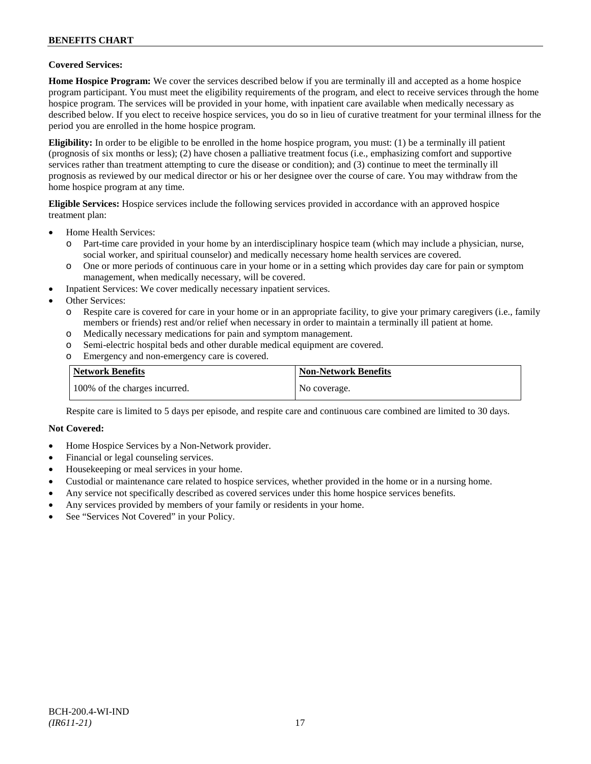**Covered Services:**

**Home Hospice Program:** We cover the services described below if you are terminally ill and accepted as a home hospice program participant. You must meet the eligibility requirements of the program, and elect to receive services through the home hospice program. The services will be provided in your home, with inpatient care available when medically necessary as described below. If you elect to receive hospice services, you do so in lieu of curative treatment for your terminal illness for the period you are enrolled in the home hospice program.

**Eligibility:** In order to be eligible to be enrolled in the home hospice program, you must: (1) be a terminally ill patient (prognosis of six months or less); (2) have chosen a palliative treatment focus (i.e., emphasizing comfort and supportive services rather than treatment attempting to cure the disease or condition); and (3) continue to meet the terminally ill prognosis as reviewed by our medical director or his or her designee over the course of care. You may withdraw from the home hospice program at any time.

**Eligible Services:** Hospice services include the following services provided in accordance with an approved hospice treatment plan:

- Home Health Services:
  - Part-time care provided in your home by an interdisciplinary hospice team (which may include a physician, nurse, social worker, and spiritual counselor) and medically necessary home health services are covered.
  - One or more periods of continuous care in your home or in a setting which provides day care for pain or symptom management, when medically necessary, will be covered.
- Inpatient Services: We cover medically necessary inpatient services.
- Other Services:
  - Respite care is covered for care in your home or in an appropriate facility, to give your primary caregivers (i.e., family members or friends) rest and/or relief when necessary in order to maintain a terminally ill patient at home.
  - Medically necessary medications for pain and symptom management.
  - Semi-electric hospital beds and other durable medical equipment are covered.
  - Emergency and non-emergency care is covered.

| Network Benefits | Non-Network Benefits |
|---|---|
| 100% of the charges incurred. | No coverage. |

Respite care is limited to 5 days per episode, and respite care and continuous care combined are limited to 30 days.

**Not Covered:**

- Home Hospice Services by a Non-Network provider.
- Financial or legal counseling services.
- Housekeeping or meal services in your home.
- Custodial or maintenance care related to hospice services, whether provided in the home or in a nursing home.
- Any service not specifically described as covered services under this home hospice services benefits.
- Any services provided by members of your family or residents in your home.
- See "Services Not Covered" in your Policy.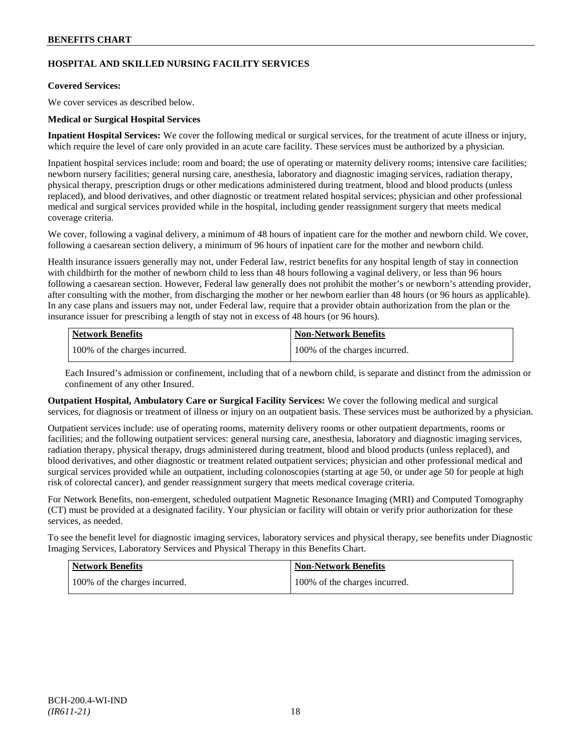**BENEFITS CHART**

## HOSPITAL AND SKILLED NURSING FACILITY SERVICES

**Covered Services:**

We cover services as described below.

**Medical or Surgical Hospital Services**

**Inpatient Hospital Services:** We cover the following medical or surgical services, for the treatment of acute illness or injury, which require the level of care only provided in an acute care facility. These services must be authorized by a physician.

Inpatient hospital services include: room and board; the use of operating or maternity delivery rooms; intensive care facilities; newborn nursery facilities; general nursing care, anesthesia, laboratory and diagnostic imaging services, radiation therapy, physical therapy, prescription drugs or other medications administered during treatment, blood and blood products (unless replaced), and blood derivatives, and other diagnostic or treatment related hospital services; physician and other professional medical and surgical services provided while in the hospital, including gender reassignment surgery that meets medical coverage criteria.

We cover, following a vaginal delivery, a minimum of 48 hours of inpatient care for the mother and newborn child. We cover, following a caesarean section delivery, a minimum of 96 hours of inpatient care for the mother and newborn child.

Health insurance issuers generally may not, under Federal law, restrict benefits for any hospital length of stay in connection with childbirth for the mother of newborn child to less than 48 hours following a vaginal delivery, or less than 96 hours following a caesarean section. However, Federal law generally does not prohibit the mother's or newborn's attending provider, after consulting with the mother, from discharging the mother or her newborn earlier than 48 hours (or 96 hours as applicable). In any case plans and issuers may not, under Federal law, require that a provider obtain authorization from the plan or the insurance issuer for prescribing a length of stay not in excess of 48 hours (or 96 hours).

| Network Benefits | Non-Network Benefits |
|---|---|
| 100% of the charges incurred. | 100% of the charges incurred. |

Each Insured's admission or confinement, including that of a newborn child, is separate and distinct from the admission or confinement of any other Insured.

**Outpatient Hospital, Ambulatory Care or Surgical Facility Services:** We cover the following medical and surgical services, for diagnosis or treatment of illness or injury on an outpatient basis. These services must be authorized by a physician.

Outpatient services include: use of operating rooms, maternity delivery rooms or other outpatient departments, rooms or facilities; and the following outpatient services: general nursing care, anesthesia, laboratory and diagnostic imaging services, radiation therapy, physical therapy, drugs administered during treatment, blood and blood products (unless replaced), and blood derivatives, and other diagnostic or treatment related outpatient services; physician and other professional medical and surgical services provided while an outpatient, including colonoscopies (starting at age 50, or under age 50 for people at high risk of colorectal cancer), and gender reassignment surgery that meets medical coverage criteria.

For Network Benefits, non-emergent, scheduled outpatient Magnetic Resonance Imaging (MRI) and Computed Tomography (CT) must be provided at a designated facility. Your physician or facility will obtain or verify prior authorization for these services, as needed.

To see the benefit level for diagnostic imaging services, laboratory services and physical therapy, see benefits under Diagnostic Imaging Services, Laboratory Services and Physical Therapy in this Benefits Chart.

| Network Benefits | Non-Network Benefits |
|---|---|
| 100% of the charges incurred. | 100% of the charges incurred. |

BCH-200.4-WI-IND
*(IR611-21)*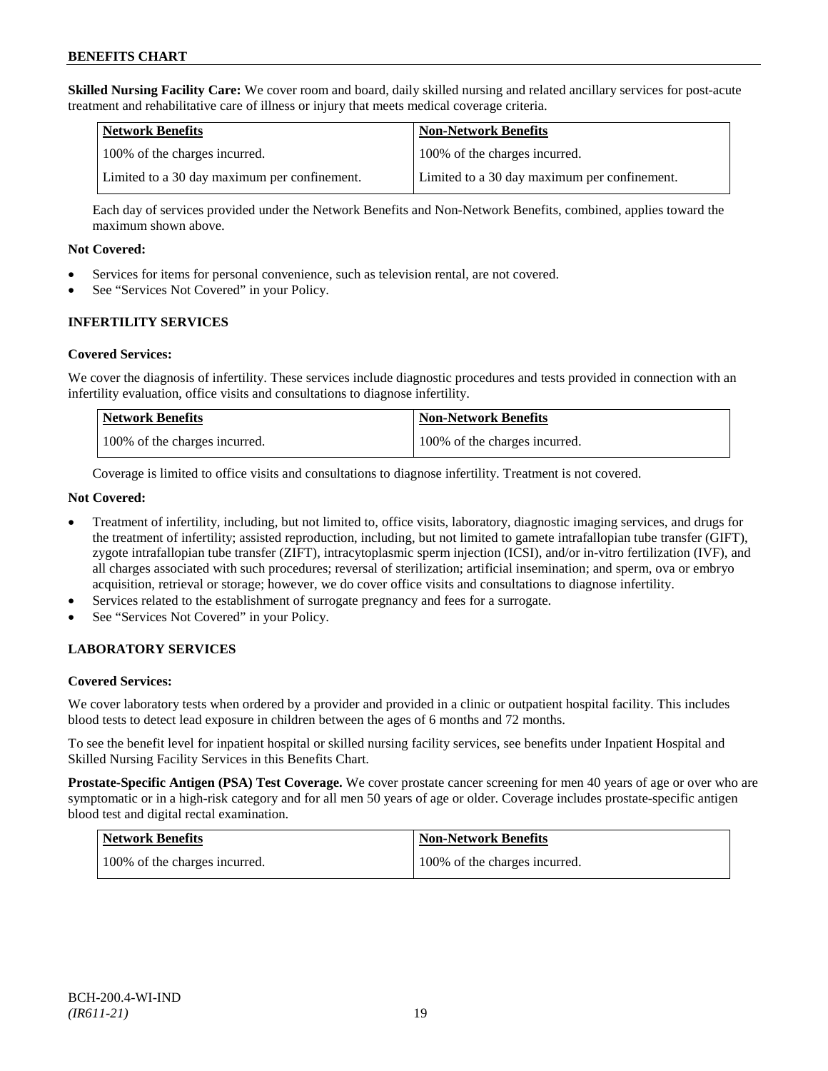**Skilled Nursing Facility Care:** We cover room and board, daily skilled nursing and related ancillary services for post-acute treatment and rehabilitative care of illness or injury that meets medical coverage criteria.

| Network Benefits | Non-Network Benefits |
|---|---|
| 100% of the charges incurred. | 100% of the charges incurred. |
| Limited to a 30 day maximum per confinement. | Limited to a 30 day maximum per confinement. |

Each day of services provided under the Network Benefits and Non-Network Benefits, combined, applies toward the maximum shown above.

**Not Covered:**

- Services for items for personal convenience, such as television rental, are not covered.
- See "Services Not Covered" in your Policy.

### INFERTILITY SERVICES

**Covered Services:**

We cover the diagnosis of infertility. These services include diagnostic procedures and tests provided in connection with an infertility evaluation, office visits and consultations to diagnose infertility.

| Network Benefits | Non-Network Benefits |
|---|---|
| 100% of the charges incurred. | 100% of the charges incurred. |

Coverage is limited to office visits and consultations to diagnose infertility. Treatment is not covered.

**Not Covered:**

- Treatment of infertility, including, but not limited to, office visits, laboratory, diagnostic imaging services, and drugs for the treatment of infertility; assisted reproduction, including, but not limited to gamete intrafallopian tube transfer (GIFT), zygote intrafallopian tube transfer (ZIFT), intracytoplasmic sperm injection (ICSI), and/or in-vitro fertilization (IVF), and all charges associated with such procedures; reversal of sterilization; artificial insemination; and sperm, ova or embryo acquisition, retrieval or storage; however, we do cover office visits and consultations to diagnose infertility.
- Services related to the establishment of surrogate pregnancy and fees for a surrogate.
- See "Services Not Covered" in your Policy.

### LABORATORY SERVICES

**Covered Services:**

We cover laboratory tests when ordered by a provider and provided in a clinic or outpatient hospital facility. This includes blood tests to detect lead exposure in children between the ages of 6 months and 72 months.

To see the benefit level for inpatient hospital or skilled nursing facility services, see benefits under Inpatient Hospital and Skilled Nursing Facility Services in this Benefits Chart.

**Prostate-Specific Antigen (PSA) Test Coverage.** We cover prostate cancer screening for men 40 years of age or over who are symptomatic or in a high-risk category and for all men 50 years of age or older. Coverage includes prostate-specific antigen blood test and digital rectal examination.

| Network Benefits | Non-Network Benefits |
|---|---|
| 100% of the charges incurred. | 100% of the charges incurred. |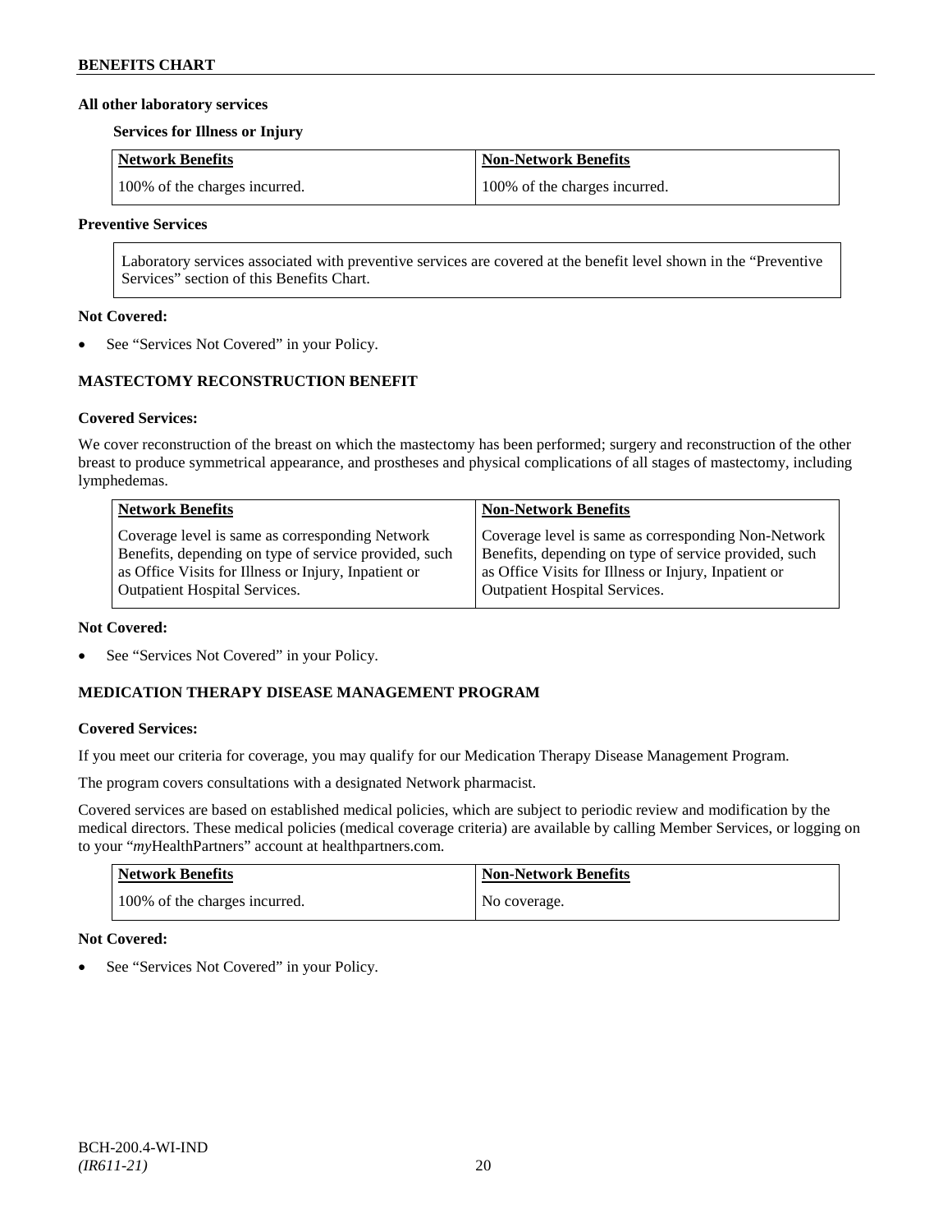**All other laboratory services**

**Services for Illness or Injury**

| Network Benefits | Non-Network Benefits |
| --- | --- |
| 100% of the charges incurred. | 100% of the charges incurred. |

**Preventive Services**

Laboratory services associated with preventive services are covered at the benefit level shown in the "Preventive Services" section of this Benefits Chart.

**Not Covered:**

- See "Services Not Covered" in your Policy.

### MASTECTOMY RECONSTRUCTION BENEFIT

**Covered Services:**

We cover reconstruction of the breast on which the mastectomy has been performed; surgery and reconstruction of the other breast to produce symmetrical appearance, and prostheses and physical complications of all stages of mastectomy, including lymphedemas.

| Network Benefits | Non-Network Benefits |
| --- | --- |
| Coverage level is same as corresponding Network Benefits, depending on type of service provided, such as Office Visits for Illness or Injury, Inpatient or Outpatient Hospital Services. | Coverage level is same as corresponding Non-Network Benefits, depending on type of service provided, such as Office Visits for Illness or Injury, Inpatient or Outpatient Hospital Services. |

**Not Covered:**

- See "Services Not Covered" in your Policy.

### MEDICATION THERAPY DISEASE MANAGEMENT PROGRAM

**Covered Services:**

If you meet our criteria for coverage, you may qualify for our Medication Therapy Disease Management Program.

The program covers consultations with a designated Network pharmacist.

Covered services are based on established medical policies, which are subject to periodic review and modification by the medical directors. These medical policies (medical coverage criteria) are available by calling Member Services, or logging on to your "*my*HealthPartners" account at healthpartners.com.

| Network Benefits | Non-Network Benefits |
| --- | --- |
| 100% of the charges incurred. | No coverage. |

**Not Covered:**

- See "Services Not Covered" in your Policy.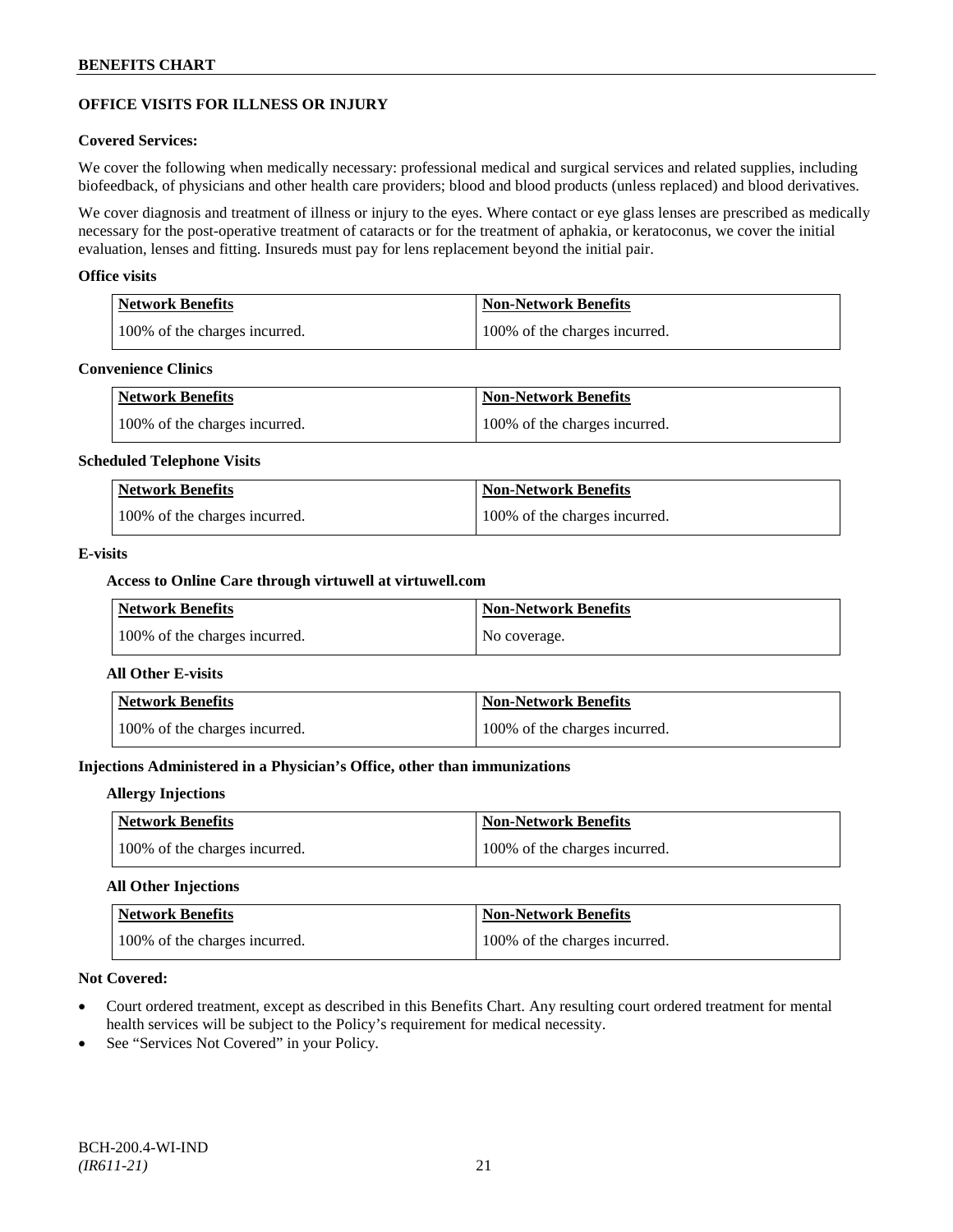## OFFICE VISITS FOR ILLNESS OR INJURY

**Covered Services:**

We cover the following when medically necessary: professional medical and surgical services and related supplies, including biofeedback, of physicians and other health care providers; blood and blood products (unless replaced) and blood derivatives.

We cover diagnosis and treatment of illness or injury to the eyes. Where contact or eye glass lenses are prescribed as medically necessary for the post-operative treatment of cataracts or for the treatment of aphakia, or keratoconus, we cover the initial evaluation, lenses and fitting. Insureds must pay for lens replacement beyond the initial pair.

**Office visits**

| Network Benefits | Non-Network Benefits |
|---|---|
| 100% of the charges incurred. | 100% of the charges incurred. |

**Convenience Clinics**

| Network Benefits | Non-Network Benefits |
|---|---|
| 100% of the charges incurred. | 100% of the charges incurred. |

**Scheduled Telephone Visits**

| Network Benefits | Non-Network Benefits |
|---|---|
| 100% of the charges incurred. | 100% of the charges incurred. |

**E-visits**

**Access to Online Care through virtuwell at virtuwell.com**

| Network Benefits | Non-Network Benefits |
|---|---|
| 100% of the charges incurred. | No coverage. |

**All Other E-visits**

| Network Benefits | Non-Network Benefits |
|---|---|
| 100% of the charges incurred. | 100% of the charges incurred. |

**Injections Administered in a Physician's Office, other than immunizations**

**Allergy Injections**

| Network Benefits | Non-Network Benefits |
|---|---|
| 100% of the charges incurred. | 100% of the charges incurred. |

**All Other Injections**

| Network Benefits | Non-Network Benefits |
|---|---|
| 100% of the charges incurred. | 100% of the charges incurred. |

**Not Covered:**

- Court ordered treatment, except as described in this Benefits Chart. Any resulting court ordered treatment for mental health services will be subject to the Policy's requirement for medical necessity.
- See "Services Not Covered" in your Policy.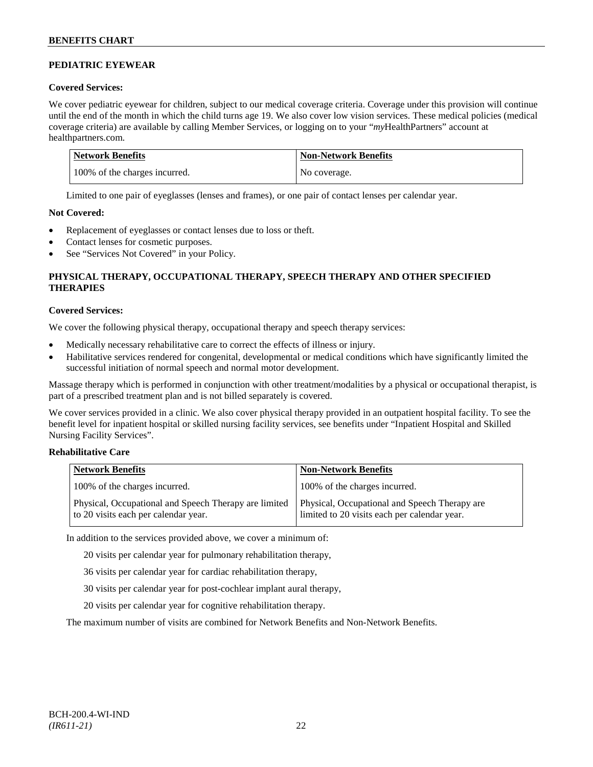## PEDIATRIC EYEWEAR

**Covered Services:**

We cover pediatric eyewear for children, subject to our medical coverage criteria. Coverage under this provision will continue until the end of the month in which the child turns age 19. We also cover low vision services. These medical policies (medical coverage criteria) are available by calling Member Services, or logging on to your "*my*HealthPartners" account at healthpartners.com.

| Network Benefits | Non-Network Benefits |
|---|---|
| 100% of the charges incurred. | No coverage. |

Limited to one pair of eyeglasses (lenses and frames), or one pair of contact lenses per calendar year.

**Not Covered:**

- Replacement of eyeglasses or contact lenses due to loss or theft.
- Contact lenses for cosmetic purposes.
- See "Services Not Covered" in your Policy.

## PHYSICAL THERAPY, OCCUPATIONAL THERAPY, SPEECH THERAPY AND OTHER SPECIFIED THERAPIES

**Covered Services:**

We cover the following physical therapy, occupational therapy and speech therapy services:

- Medically necessary rehabilitative care to correct the effects of illness or injury.
- Habilitative services rendered for congenital, developmental or medical conditions which have significantly limited the successful initiation of normal speech and normal motor development.

Massage therapy which is performed in conjunction with other treatment/modalities by a physical or occupational therapist, is part of a prescribed treatment plan and is not billed separately is covered.

We cover services provided in a clinic. We also cover physical therapy provided in an outpatient hospital facility. To see the benefit level for inpatient hospital or skilled nursing facility services, see benefits under "Inpatient Hospital and Skilled Nursing Facility Services".

**Rehabilitative Care**

| Network Benefits | Non-Network Benefits |
|---|---|
| 100% of the charges incurred. | 100% of the charges incurred. |
| Physical, Occupational and Speech Therapy are limited to 20 visits each per calendar year. | Physical, Occupational and Speech Therapy are limited to 20 visits each per calendar year. |

In addition to the services provided above, we cover a minimum of:

20 visits per calendar year for pulmonary rehabilitation therapy,

36 visits per calendar year for cardiac rehabilitation therapy,

30 visits per calendar year for post-cochlear implant aural therapy,

20 visits per calendar year for cognitive rehabilitation therapy.

The maximum number of visits are combined for Network Benefits and Non-Network Benefits.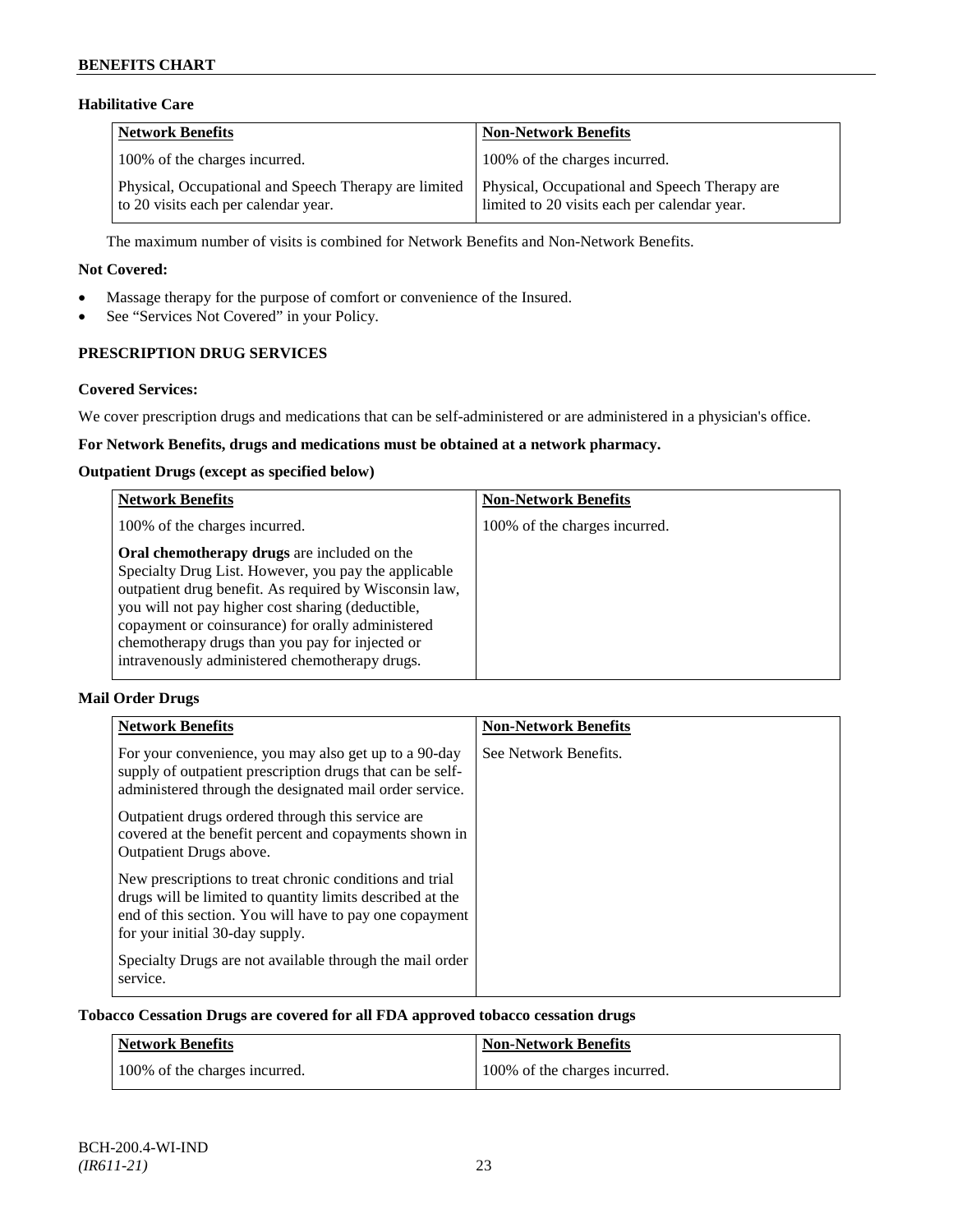### Habilitative Care

| Network Benefits | Non-Network Benefits |
|---|---|
| 100% of the charges incurred. | 100% of the charges incurred. |
| Physical, Occupational and Speech Therapy are limited to 20 visits each per calendar year. | Physical, Occupational and Speech Therapy are limited to 20 visits each per calendar year. |

The maximum number of visits is combined for Network Benefits and Non-Network Benefits.

**Not Covered:**

- Massage therapy for the purpose of comfort or convenience of the Insured.
- See "Services Not Covered" in your Policy.

## PRESCRIPTION DRUG SERVICES

**Covered Services:**

We cover prescription drugs and medications that can be self-administered or are administered in a physician's office.

**For Network Benefits, drugs and medications must be obtained at a network pharmacy.**

### Outpatient Drugs (except as specified below)

| Network Benefits | Non-Network Benefits |
|---|---|
| 100% of the charges incurred.<br><br>**Oral chemotherapy drugs** are included on the Specialty Drug List. However, you pay the applicable outpatient drug benefit. As required by Wisconsin law, you will not pay higher cost sharing (deductible, copayment or coinsurance) for orally administered chemotherapy drugs than you pay for injected or intravenously administered chemotherapy drugs. | 100% of the charges incurred. |

### Mail Order Drugs

| Network Benefits | Non-Network Benefits |
|---|---|
| For your convenience, you may also get up to a 90-day supply of outpatient prescription drugs that can be self-administered through the designated mail order service.<br><br>Outpatient drugs ordered through this service are covered at the benefit percent and copayments shown in Outpatient Drugs above.<br><br>New prescriptions to treat chronic conditions and trial drugs will be limited to quantity limits described at the end of this section. You will have to pay one copayment for your initial 30-day supply.<br><br>Specialty Drugs are not available through the mail order service. | See Network Benefits. |

### Tobacco Cessation Drugs are covered for all FDA approved tobacco cessation drugs

| Network Benefits | Non-Network Benefits |
|---|---|
| 100% of the charges incurred. | 100% of the charges incurred. |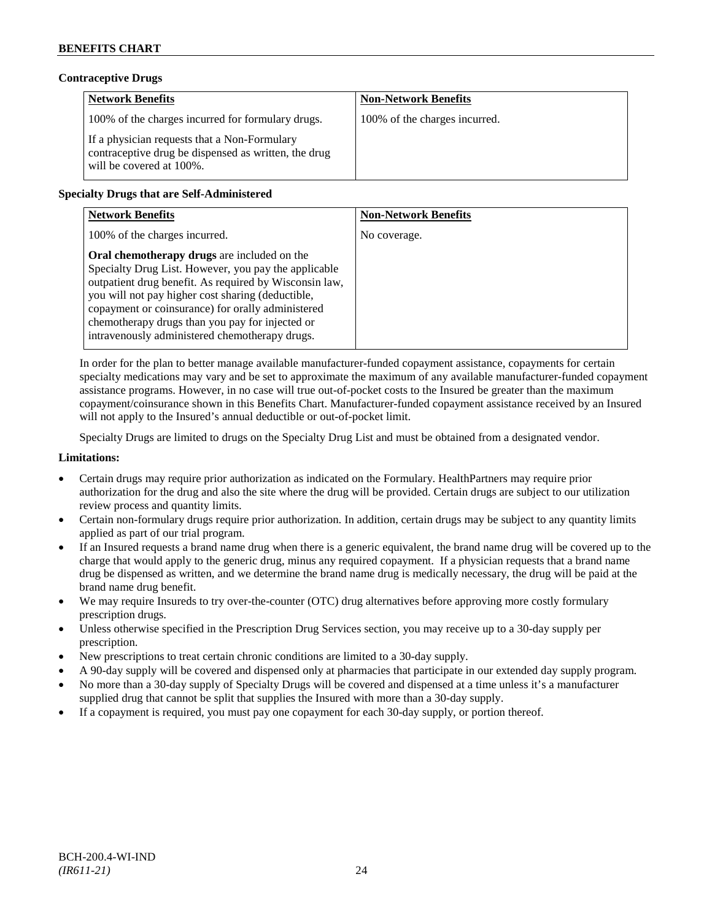**BENEFITS CHART**

**Contraceptive Drugs**

| Network Benefits | Non-Network Benefits |
|---|---|
| 100% of the charges incurred for formulary drugs.<br><br>If a physician requests that a Non-Formulary contraceptive drug be dispensed as written, the drug will be covered at 100%. | 100% of the charges incurred. |

**Specialty Drugs that are Self-Administered**

| Network Benefits | Non-Network Benefits |
|---|---|
| 100% of the charges incurred.<br><br>**Oral chemotherapy drugs** are included on the Specialty Drug List. However, you pay the applicable outpatient drug benefit. As required by Wisconsin law, you will not pay higher cost sharing (deductible, copayment or coinsurance) for orally administered chemotherapy drugs than you pay for injected or intravenously administered chemotherapy drugs. | No coverage. |

In order for the plan to better manage available manufacturer-funded copayment assistance, copayments for certain specialty medications may vary and be set to approximate the maximum of any available manufacturer-funded copayment assistance programs. However, in no case will true out-of-pocket costs to the Insured be greater than the maximum copayment/coinsurance shown in this Benefits Chart. Manufacturer-funded copayment assistance received by an Insured will not apply to the Insured's annual deductible or out-of-pocket limit.

Specialty Drugs are limited to drugs on the Specialty Drug List and must be obtained from a designated vendor.

**Limitations:**

- Certain drugs may require prior authorization as indicated on the Formulary. HealthPartners may require prior authorization for the drug and also the site where the drug will be provided. Certain drugs are subject to our utilization review process and quantity limits.
- Certain non-formulary drugs require prior authorization. In addition, certain drugs may be subject to any quantity limits applied as part of our trial program.
- If an Insured requests a brand name drug when there is a generic equivalent, the brand name drug will be covered up to the charge that would apply to the generic drug, minus any required copayment. If a physician requests that a brand name drug be dispensed as written, and we determine the brand name drug is medically necessary, the drug will be paid at the brand name drug benefit.
- We may require Insureds to try over-the-counter (OTC) drug alternatives before approving more costly formulary prescription drugs.
- Unless otherwise specified in the Prescription Drug Services section, you may receive up to a 30-day supply per prescription.
- New prescriptions to treat certain chronic conditions are limited to a 30-day supply.
- A 90-day supply will be covered and dispensed only at pharmacies that participate in our extended day supply program.
- No more than a 30-day supply of Specialty Drugs will be covered and dispensed at a time unless it's a manufacturer supplied drug that cannot be split that supplies the Insured with more than a 30-day supply.
- If a copayment is required, you must pay one copayment for each 30-day supply, or portion thereof.

BCH-200.4-WI-IND
*(IR611-21)*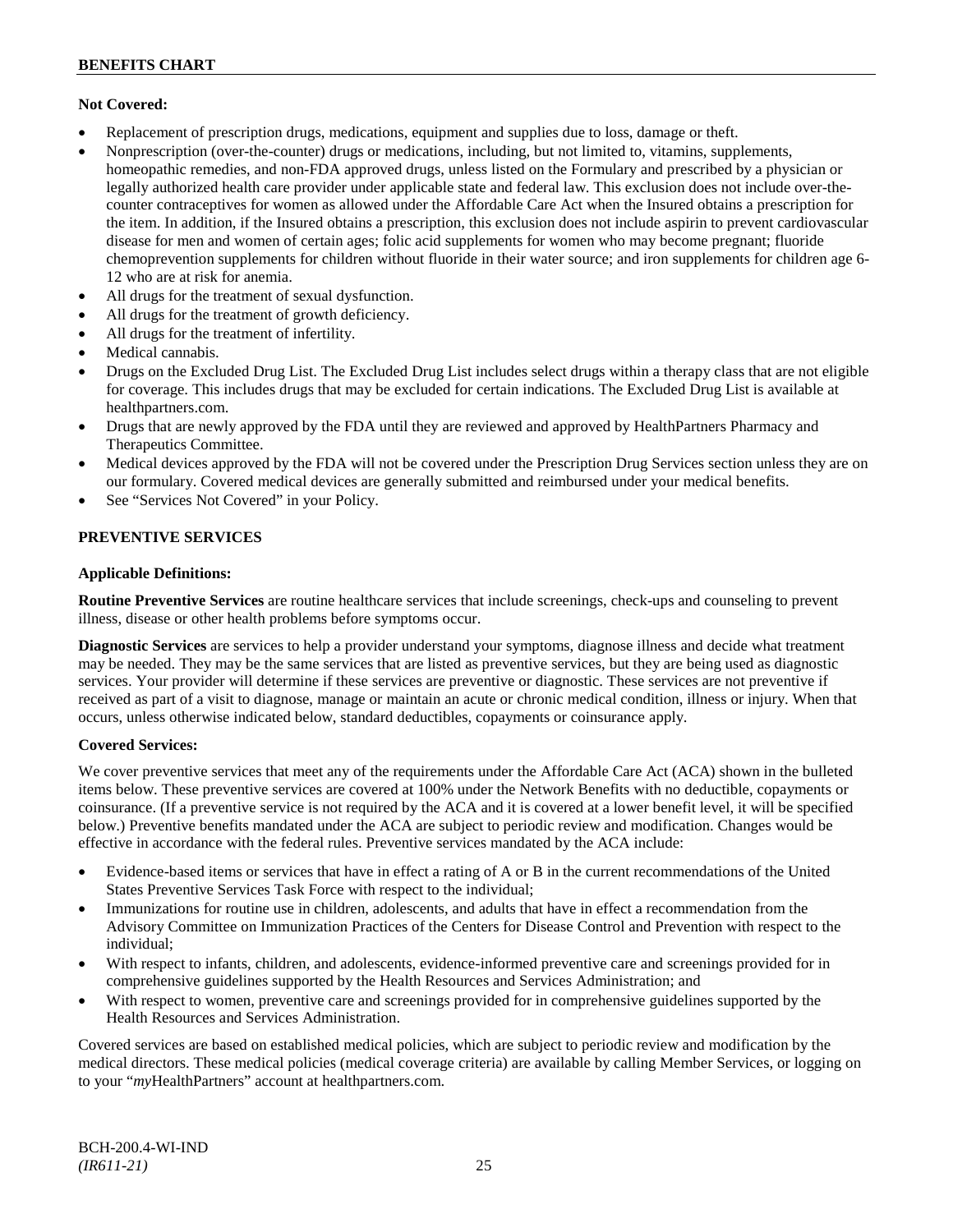**Not Covered:**

- Replacement of prescription drugs, medications, equipment and supplies due to loss, damage or theft.
- Nonprescription (over-the-counter) drugs or medications, including, but not limited to, vitamins, supplements, homeopathic remedies, and non-FDA approved drugs, unless listed on the Formulary and prescribed by a physician or legally authorized health care provider under applicable state and federal law. This exclusion does not include over-the-counter contraceptives for women as allowed under the Affordable Care Act when the Insured obtains a prescription for the item. In addition, if the Insured obtains a prescription, this exclusion does not include aspirin to prevent cardiovascular disease for men and women of certain ages; folic acid supplements for women who may become pregnant; fluoride chemoprevention supplements for children without fluoride in their water source; and iron supplements for children age 6-12 who are at risk for anemia.
- All drugs for the treatment of sexual dysfunction.
- All drugs for the treatment of growth deficiency.
- All drugs for the treatment of infertility.
- Medical cannabis.
- Drugs on the Excluded Drug List. The Excluded Drug List includes select drugs within a therapy class that are not eligible for coverage. This includes drugs that may be excluded for certain indications. The Excluded Drug List is available at healthpartners.com.
- Drugs that are newly approved by the FDA until they are reviewed and approved by HealthPartners Pharmacy and Therapeutics Committee.
- Medical devices approved by the FDA will not be covered under the Prescription Drug Services section unless they are on our formulary. Covered medical devices are generally submitted and reimbursed under your medical benefits.
- See "Services Not Covered" in your Policy.

## PREVENTIVE SERVICES

**Applicable Definitions:**

**Routine Preventive Services** are routine healthcare services that include screenings, check-ups and counseling to prevent illness, disease or other health problems before symptoms occur.

**Diagnostic Services** are services to help a provider understand your symptoms, diagnose illness and decide what treatment may be needed. They may be the same services that are listed as preventive services, but they are being used as diagnostic services. Your provider will determine if these services are preventive or diagnostic. These services are not preventive if received as part of a visit to diagnose, manage or maintain an acute or chronic medical condition, illness or injury. When that occurs, unless otherwise indicated below, standard deductibles, copayments or coinsurance apply.

**Covered Services:**

We cover preventive services that meet any of the requirements under the Affordable Care Act (ACA) shown in the bulleted items below. These preventive services are covered at 100% under the Network Benefits with no deductible, copayments or coinsurance. (If a preventive service is not required by the ACA and it is covered at a lower benefit level, it will be specified below.) Preventive benefits mandated under the ACA are subject to periodic review and modification. Changes would be effective in accordance with the federal rules. Preventive services mandated by the ACA include:

- Evidence-based items or services that have in effect a rating of A or B in the current recommendations of the United States Preventive Services Task Force with respect to the individual;
- Immunizations for routine use in children, adolescents, and adults that have in effect a recommendation from the Advisory Committee on Immunization Practices of the Centers for Disease Control and Prevention with respect to the individual;
- With respect to infants, children, and adolescents, evidence-informed preventive care and screenings provided for in comprehensive guidelines supported by the Health Resources and Services Administration; and
- With respect to women, preventive care and screenings provided for in comprehensive guidelines supported by the Health Resources and Services Administration.

Covered services are based on established medical policies, which are subject to periodic review and modification by the medical directors. These medical policies (medical coverage criteria) are available by calling Member Services, or logging on to your "*my*HealthPartners" account at healthpartners.com.

BCH-200.4-WI-IND
*(IR611-21)*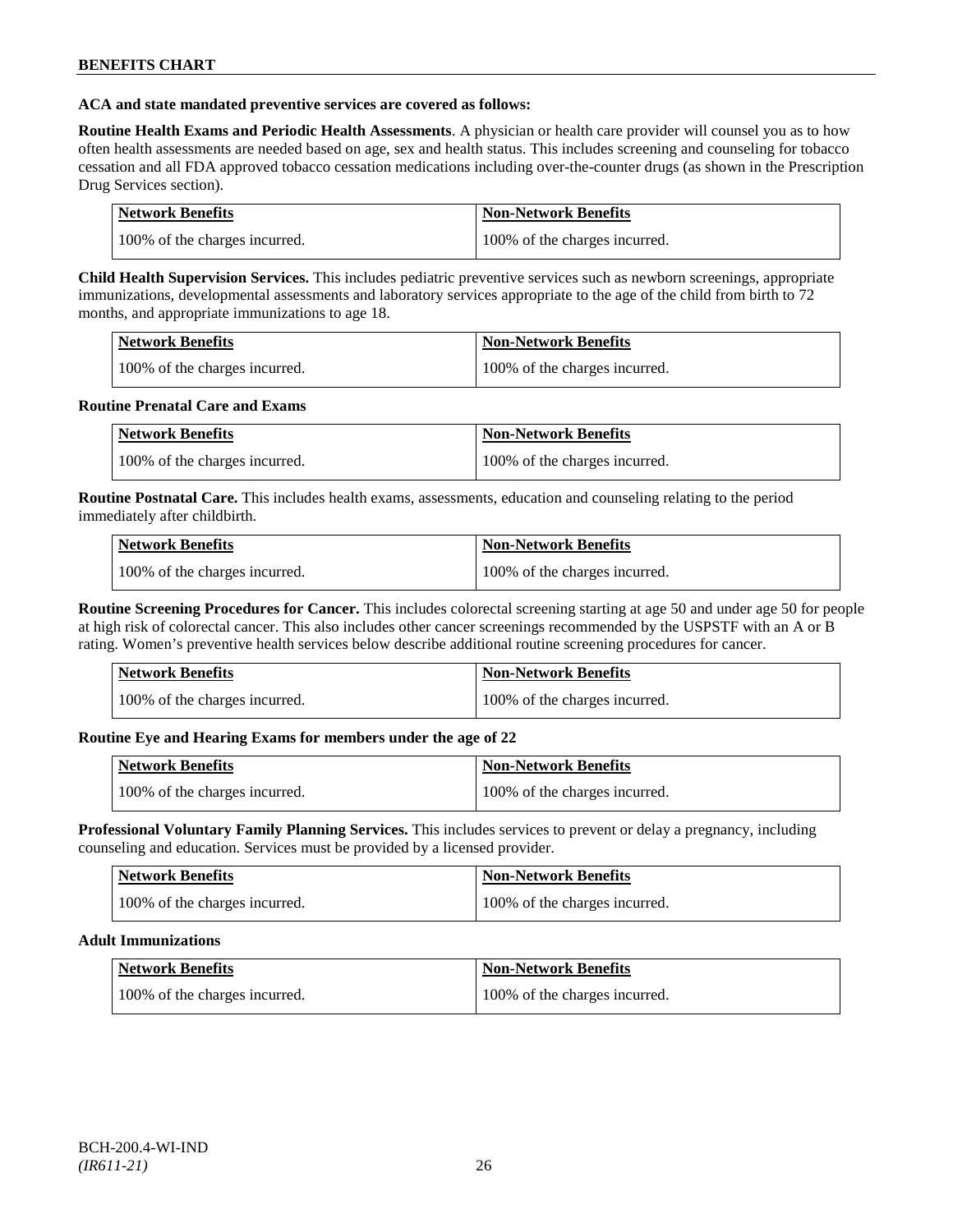**ACA and state mandated preventive services are covered as follows:**

**Routine Health Exams and Periodic Health Assessments**. A physician or health care provider will counsel you as to how often health assessments are needed based on age, sex and health status. This includes screening and counseling for tobacco cessation and all FDA approved tobacco cessation medications including over-the-counter drugs (as shown in the Prescription Drug Services section).

| Network Benefits | Non-Network Benefits |
|---|---|
| 100% of the charges incurred. | 100% of the charges incurred. |

**Child Health Supervision Services.** This includes pediatric preventive services such as newborn screenings, appropriate immunizations, developmental assessments and laboratory services appropriate to the age of the child from birth to 72 months, and appropriate immunizations to age 18.

| Network Benefits | Non-Network Benefits |
|---|---|
| 100% of the charges incurred. | 100% of the charges incurred. |

**Routine Prenatal Care and Exams**

| Network Benefits | Non-Network Benefits |
|---|---|
| 100% of the charges incurred. | 100% of the charges incurred. |

**Routine Postnatal Care.** This includes health exams, assessments, education and counseling relating to the period immediately after childbirth.

| Network Benefits | Non-Network Benefits |
|---|---|
| 100% of the charges incurred. | 100% of the charges incurred. |

**Routine Screening Procedures for Cancer.** This includes colorectal screening starting at age 50 and under age 50 for people at high risk of colorectal cancer. This also includes other cancer screenings recommended by the USPSTF with an A or B rating. Women's preventive health services below describe additional routine screening procedures for cancer.

| Network Benefits | Non-Network Benefits |
|---|---|
| 100% of the charges incurred. | 100% of the charges incurred. |

**Routine Eye and Hearing Exams for members under the age of 22**

| Network Benefits | Non-Network Benefits |
|---|---|
| 100% of the charges incurred. | 100% of the charges incurred. |

**Professional Voluntary Family Planning Services.** This includes services to prevent or delay a pregnancy, including counseling and education. Services must be provided by a licensed provider.

| Network Benefits | Non-Network Benefits |
|---|---|
| 100% of the charges incurred. | 100% of the charges incurred. |

**Adult Immunizations**

| Network Benefits | Non-Network Benefits |
|---|---|
| 100% of the charges incurred. | 100% of the charges incurred. |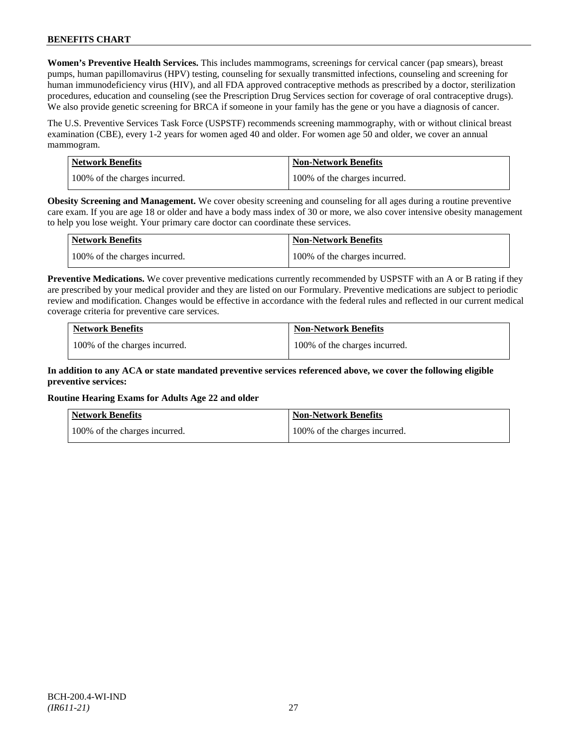**Women's Preventive Health Services.** This includes mammograms, screenings for cervical cancer (pap smears), breast pumps, human papillomavirus (HPV) testing, counseling for sexually transmitted infections, counseling and screening for human immunodeficiency virus (HIV), and all FDA approved contraceptive methods as prescribed by a doctor, sterilization procedures, education and counseling (see the Prescription Drug Services section for coverage of oral contraceptive drugs). We also provide genetic screening for BRCA if someone in your family has the gene or you have a diagnosis of cancer.

The U.S. Preventive Services Task Force (USPSTF) recommends screening mammography, with or without clinical breast examination (CBE), every 1-2 years for women aged 40 and older. For women age 50 and older, we cover an annual mammogram.

| Network Benefits | Non-Network Benefits |
| --- | --- |
| 100% of the charges incurred. | 100% of the charges incurred. |

**Obesity Screening and Management.** We cover obesity screening and counseling for all ages during a routine preventive care exam. If you are age 18 or older and have a body mass index of 30 or more, we also cover intensive obesity management to help you lose weight. Your primary care doctor can coordinate these services.

| Network Benefits | Non-Network Benefits |
| --- | --- |
| 100% of the charges incurred. | 100% of the charges incurred. |

**Preventive Medications.** We cover preventive medications currently recommended by USPSTF with an A or B rating if they are prescribed by your medical provider and they are listed on our Formulary. Preventive medications are subject to periodic review and modification. Changes would be effective in accordance with the federal rules and reflected in our current medical coverage criteria for preventive care services.

| Network Benefits | Non-Network Benefits |
| --- | --- |
| 100% of the charges incurred. | 100% of the charges incurred. |

**In addition to any ACA or state mandated preventive services referenced above, we cover the following eligible preventive services:**

**Routine Hearing Exams for Adults Age 22 and older**

| Network Benefits | Non-Network Benefits |
| --- | --- |
| 100% of the charges incurred. | 100% of the charges incurred. |

BCH-200.4-WI-IND
*(IR611-21)*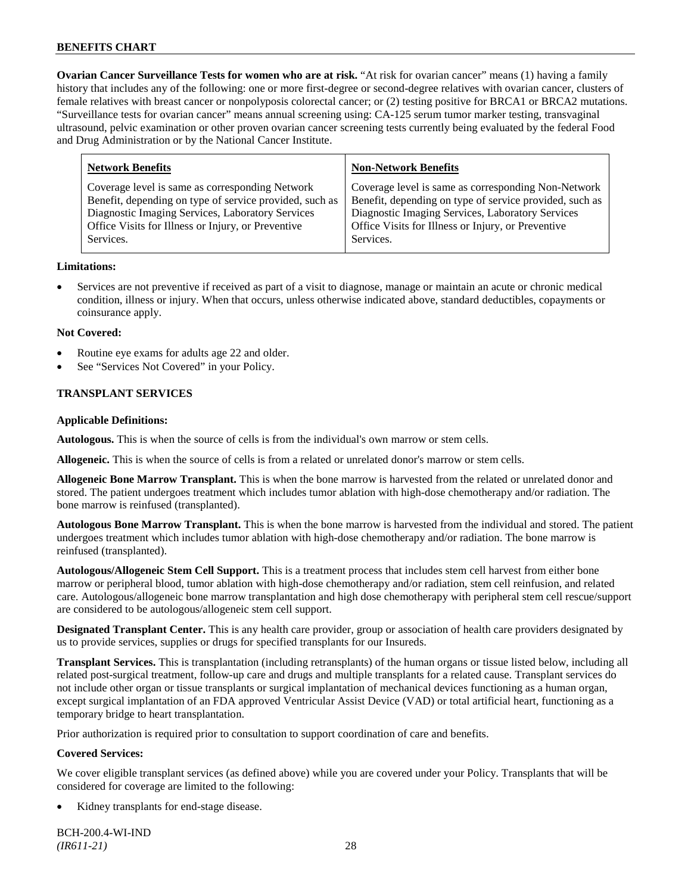**Ovarian Cancer Surveillance Tests for women who are at risk.** "At risk for ovarian cancer" means (1) having a family history that includes any of the following: one or more first-degree or second-degree relatives with ovarian cancer, clusters of female relatives with breast cancer or nonpolyposis colorectal cancer; or (2) testing positive for BRCA1 or BRCA2 mutations. "Surveillance tests for ovarian cancer" means annual screening using: CA-125 serum tumor marker testing, transvaginal ultrasound, pelvic examination or other proven ovarian cancer screening tests currently being evaluated by the federal Food and Drug Administration or by the National Cancer Institute.

| Network Benefits | Non-Network Benefits |
|---|---|
| Coverage level is same as corresponding Network Benefit, depending on type of service provided, such as Diagnostic Imaging Services, Laboratory Services Office Visits for Illness or Injury, or Preventive Services. | Coverage level is same as corresponding Non-Network Benefit, depending on type of service provided, such as Diagnostic Imaging Services, Laboratory Services Office Visits for Illness or Injury, or Preventive Services. |

**Limitations:**

- Services are not preventive if received as part of a visit to diagnose, manage or maintain an acute or chronic medical condition, illness or injury. When that occurs, unless otherwise indicated above, standard deductibles, copayments or coinsurance apply.

**Not Covered:**

- Routine eye exams for adults age 22 and older.
- See "Services Not Covered" in your Policy.

### TRANSPLANT SERVICES

**Applicable Definitions:**

**Autologous.** This is when the source of cells is from the individual's own marrow or stem cells.

**Allogeneic.** This is when the source of cells is from a related or unrelated donor's marrow or stem cells.

**Allogeneic Bone Marrow Transplant.** This is when the bone marrow is harvested from the related or unrelated donor and stored. The patient undergoes treatment which includes tumor ablation with high-dose chemotherapy and/or radiation. The bone marrow is reinfused (transplanted).

**Autologous Bone Marrow Transplant.** This is when the bone marrow is harvested from the individual and stored. The patient undergoes treatment which includes tumor ablation with high-dose chemotherapy and/or radiation. The bone marrow is reinfused (transplanted).

**Autologous/Allogeneic Stem Cell Support.** This is a treatment process that includes stem cell harvest from either bone marrow or peripheral blood, tumor ablation with high-dose chemotherapy and/or radiation, stem cell reinfusion, and related care. Autologous/allogeneic bone marrow transplantation and high dose chemotherapy with peripheral stem cell rescue/support are considered to be autologous/allogeneic stem cell support.

**Designated Transplant Center.** This is any health care provider, group or association of health care providers designated by us to provide services, supplies or drugs for specified transplants for our Insureds.

**Transplant Services.** This is transplantation (including retransplants) of the human organs or tissue listed below, including all related post-surgical treatment, follow-up care and drugs and multiple transplants for a related cause. Transplant services do not include other organ or tissue transplants or surgical implantation of mechanical devices functioning as a human organ, except surgical implantation of an FDA approved Ventricular Assist Device (VAD) or total artificial heart, functioning as a temporary bridge to heart transplantation.

Prior authorization is required prior to consultation to support coordination of care and benefits.

**Covered Services:**

We cover eligible transplant services (as defined above) while you are covered under your Policy. Transplants that will be considered for coverage are limited to the following:

- Kidney transplants for end-stage disease.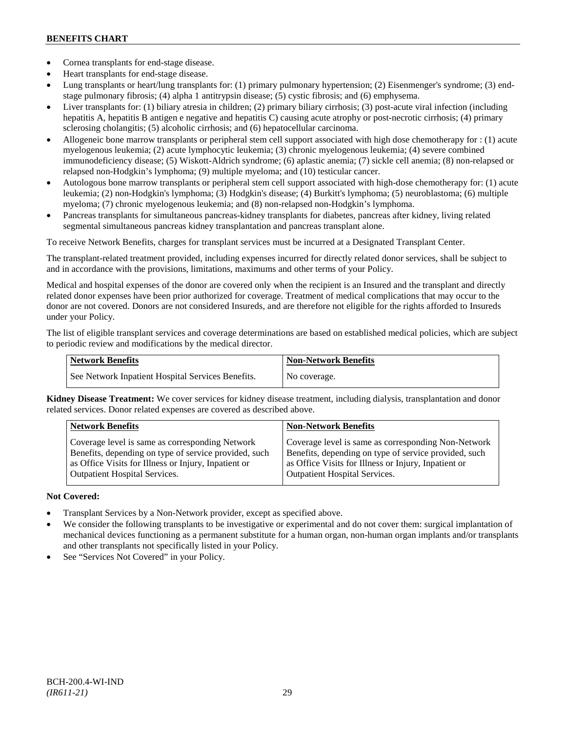- Cornea transplants for end-stage disease.
- Heart transplants for end-stage disease.
- Lung transplants or heart/lung transplants for: (1) primary pulmonary hypertension; (2) Eisenmenger's syndrome; (3) end-stage pulmonary fibrosis; (4) alpha 1 antitrypsin disease; (5) cystic fibrosis; and (6) emphysema.
- Liver transplants for: (1) biliary atresia in children; (2) primary biliary cirrhosis; (3) post-acute viral infection (including hepatitis A, hepatitis B antigen e negative and hepatitis C) causing acute atrophy or post-necrotic cirrhosis; (4) primary sclerosing cholangitis; (5) alcoholic cirrhosis; and (6) hepatocellular carcinoma.
- Allogeneic bone marrow transplants or peripheral stem cell support associated with high dose chemotherapy for : (1) acute myelogenous leukemia; (2) acute lymphocytic leukemia; (3) chronic myelogenous leukemia; (4) severe combined immunodeficiency disease; (5) Wiskott-Aldrich syndrome; (6) aplastic anemia; (7) sickle cell anemia; (8) non-relapsed or relapsed non-Hodgkin's lymphoma; (9) multiple myeloma; and (10) testicular cancer.
- Autologous bone marrow transplants or peripheral stem cell support associated with high-dose chemotherapy for: (1) acute leukemia; (2) non-Hodgkin's lymphoma; (3) Hodgkin's disease; (4) Burkitt's lymphoma; (5) neuroblastoma; (6) multiple myeloma; (7) chronic myelogenous leukemia; and (8) non-relapsed non-Hodgkin's lymphoma.
- Pancreas transplants for simultaneous pancreas-kidney transplants for diabetes, pancreas after kidney, living related segmental simultaneous pancreas kidney transplantation and pancreas transplant alone.

To receive Network Benefits, charges for transplant services must be incurred at a Designated Transplant Center.

The transplant-related treatment provided, including expenses incurred for directly related donor services, shall be subject to and in accordance with the provisions, limitations, maximums and other terms of your Policy.

Medical and hospital expenses of the donor are covered only when the recipient is an Insured and the transplant and directly related donor expenses have been prior authorized for coverage. Treatment of medical complications that may occur to the donor are not covered. Donors are not considered Insureds, and are therefore not eligible for the rights afforded to Insureds under your Policy.

The list of eligible transplant services and coverage determinations are based on established medical policies, which are subject to periodic review and modifications by the medical director.

| Network Benefits | Non-Network Benefits |
|---|---|
| See Network Inpatient Hospital Services Benefits. | No coverage. |

**Kidney Disease Treatment:** We cover services for kidney disease treatment, including dialysis, transplantation and donor related services. Donor related expenses are covered as described above.

| Network Benefits | Non-Network Benefits |
|---|---|
| Coverage level is same as corresponding Network Benefits, depending on type of service provided, such as Office Visits for Illness or Injury, Inpatient or Outpatient Hospital Services. | Coverage level is same as corresponding Non-Network Benefits, depending on type of service provided, such as Office Visits for Illness or Injury, Inpatient or Outpatient Hospital Services. |

**Not Covered:**

- Transplant Services by a Non-Network provider, except as specified above.
- We consider the following transplants to be investigative or experimental and do not cover them: surgical implantation of mechanical devices functioning as a permanent substitute for a human organ, non-human organ implants and/or transplants and other transplants not specifically listed in your Policy.
- See "Services Not Covered" in your Policy.